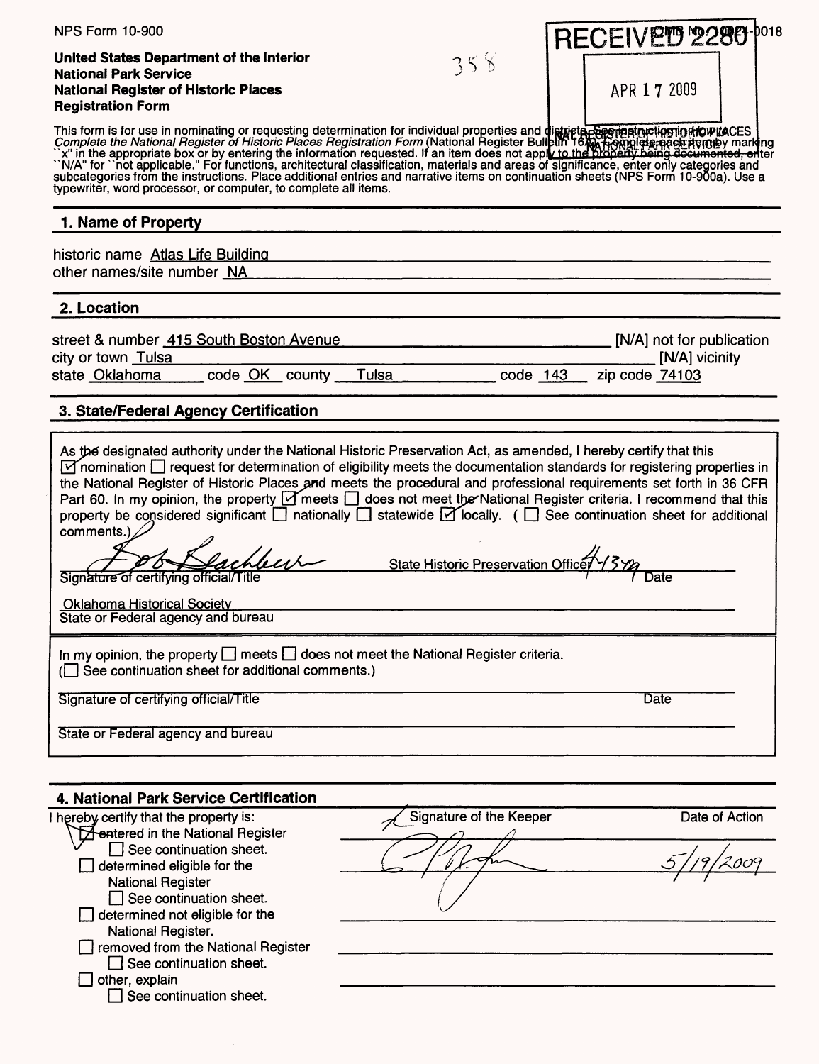NPS Form 10-900

OMB No. 1024-0018

**United States Department of the Interior**
**National Park Service**
**National Register of Historic Places**
**Registration Form**

358

RECEIVED 2280

APR 17 2009

NAT. REGISTER OF HISTORIC PLACES
NATIONAL PARK SERVICE

This form is for use in nominating or requesting determination for individual properties and districts. See instructions in How to Complete the National Register of Historic Places Registration Form (National Register Bulletin 16A). Complete each item by marking "x" in the appropriate box or by entering the information requested. If an item does not apply to the property being documented, enter "N/A" for "not applicable." For functions, architectural classification, materials and areas of significance, enter only categories and subcategories from the instructions. Place additional entries and narrative items on continuation sheets (NPS Form 10-900a). Use a typewriter, word processor, or computer, to complete all items.

## 1. Name of Property

historic name Atlas Life Building
other names/site number NA

## 2. Location

street & number 415 South Boston Avenue [N/A] not for publication
city or town Tulsa [N/A] vicinity
state Oklahoma code OK county Tulsa code 143 zip code 74103

## 3. State/Federal Agency Certification

As the designated authority under the National Historic Preservation Act, as amended, I hereby certify that this [x] nomination [ ] request for determination of eligibility meets the documentation standards for registering properties in the National Register of Historic Places and meets the procedural and professional requirements set forth in 36 CFR Part 60. In my opinion, the property [x] meets [ ] does not meet the National Register criteria. I recommend that this property be considered significant [ ] nationally [ ] statewide [x] locally. ( [ ] See continuation sheet for additional comments.)

[signature] State Historic Preservation Officer 4/13/09
Signature of certifying official/Title Date

Oklahoma Historical Society
State or Federal agency and bureau

In my opinion, the property [ ] meets [ ] does not meet the National Register criteria.
([ ] See continuation sheet for additional comments.)

Signature of certifying official/Title Date

State or Federal agency and bureau

## 4. National Park Service Certification

I hereby certify that the property is:

- [x] entered in the National Register
  - [ ] See continuation sheet.
- [ ] determined eligible for the National Register
  - [ ] See continuation sheet.
- [ ] determined not eligible for the National Register.
- [ ] removed from the National Register
  - [ ] See continuation sheet.
- [ ] other, explain
  - [ ] See continuation sheet.

Signature of the Keeper: [signature]
Date of Action: 5/19/2009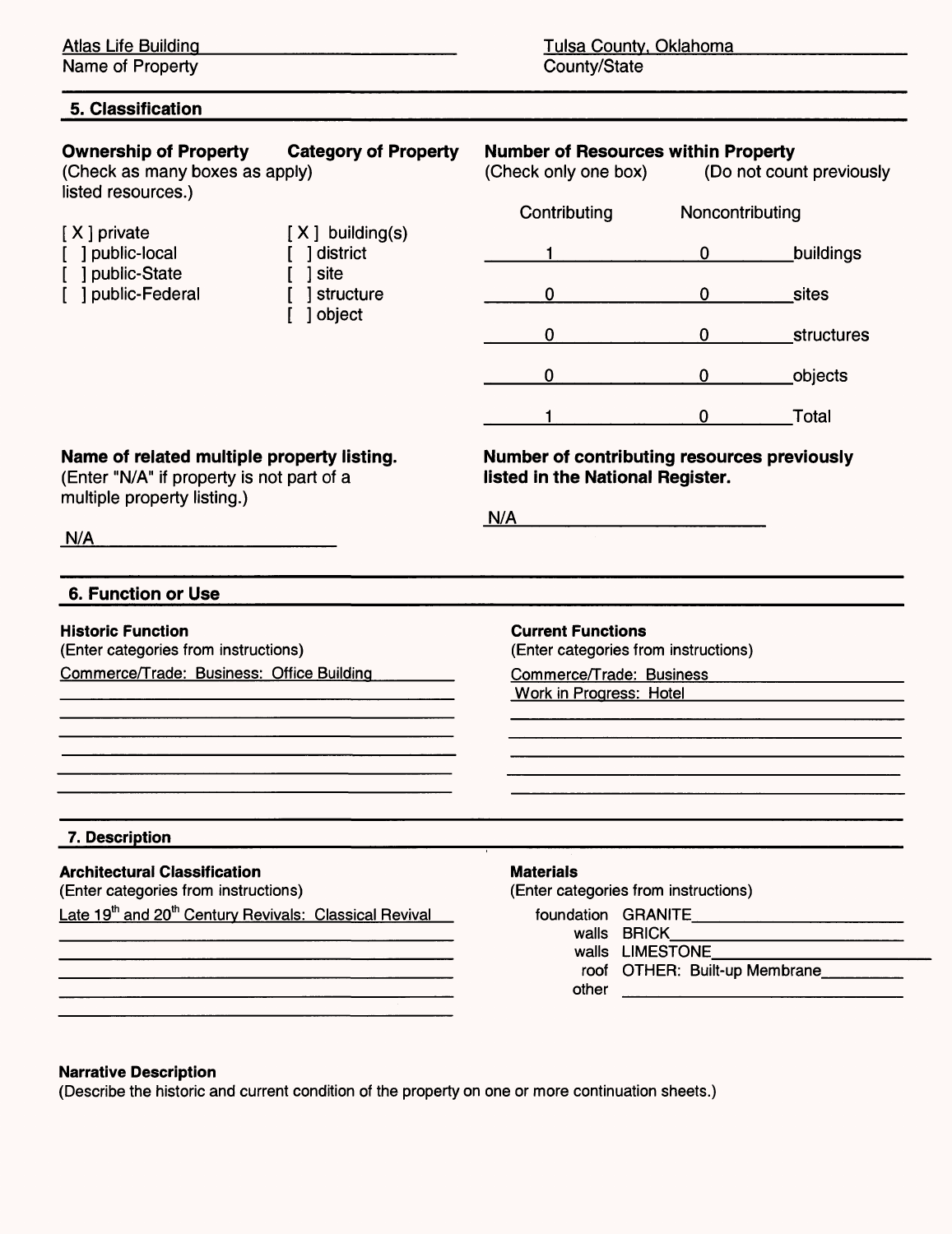Atlas Life Building
Name of Property

Tulsa County, Oklahoma
County/State

## 5. Classification

**Ownership of Property**
(Check as many boxes as apply)

[ X ] private
[ ] public-local
[ ] public-State
[ ] public-Federal

**Category of Property**
(Check only one box)

[ X ] building(s)
[ ] district
[ ] site
[ ] structure
[ ] object

**Number of Resources within Property**
(Do not count previously listed resources.)

| Contributing | Noncontributing | |
|---|---|---|
| 1 | 0 | buildings |
| 0 | 0 | sites |
| 0 | 0 | structures |
| 0 | 0 | objects |
| 1 | 0 | Total |

**Name of related multiple property listing.**
(Enter "N/A" if property is not part of a multiple property listing.)

N/A

**Number of contributing resources previously listed in the National Register.**

N/A

## 6. Function or Use

**Historic Function**
(Enter categories from instructions)

Commerce/Trade: Business: Office Building

**Current Functions**
(Enter categories from instructions)

Commerce/Trade: Business
Work in Progress: Hotel

## 7. Description

**Architectural Classification**
(Enter categories from instructions)

Late 19th and 20th Century Revivals: Classical Revival

**Materials**
(Enter categories from instructions)

foundation GRANITE
walls BRICK
walls LIMESTONE
roof OTHER: Built-up Membrane
other

**Narrative Description**
(Describe the historic and current condition of the property on one or more continuation sheets.)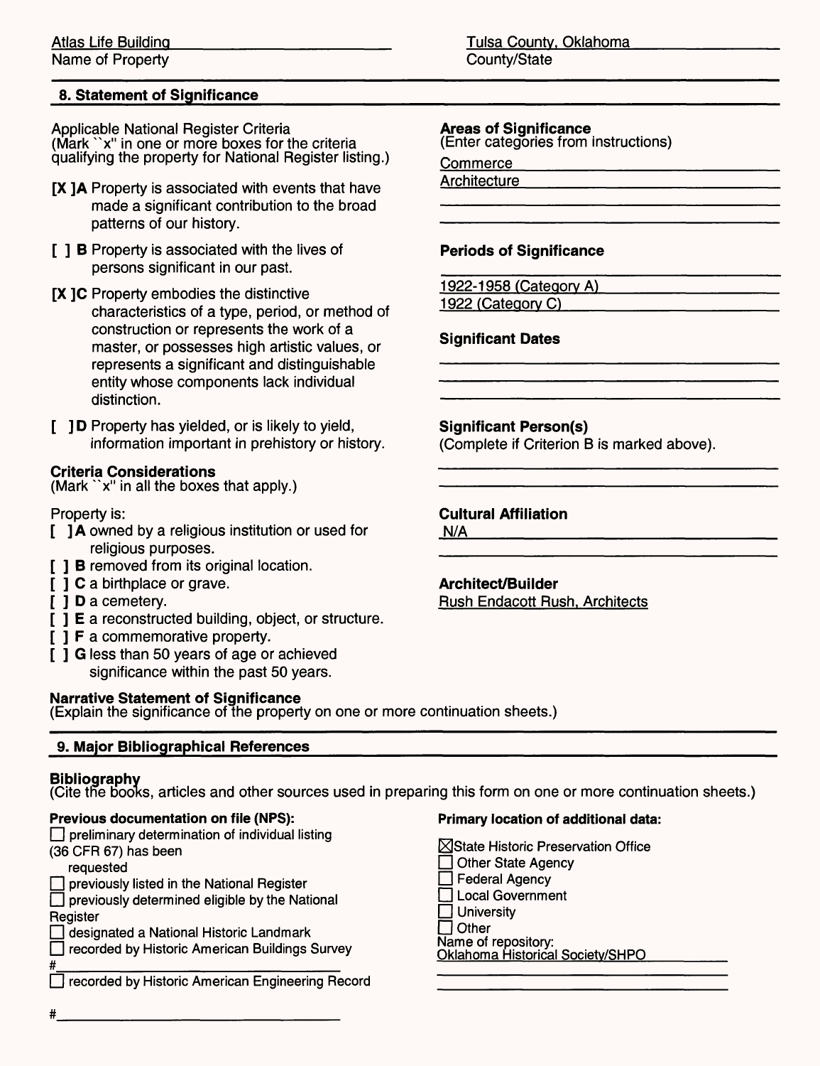Atlas Life Building
Name of Property

Tulsa County, Oklahoma
County/State

## 8. Statement of Significance

Applicable National Register Criteria
(Mark "x" in one or more boxes for the criteria qualifying the property for National Register listing.)

[X ] A Property is associated with events that have made a significant contribution to the broad patterns of our history.

[ ] B Property is associated with the lives of persons significant in our past.

[X ] C Property embodies the distinctive characteristics of a type, period, or method of construction or represents the work of a master, or possesses high artistic values, or represents a significant and distinguishable entity whose components lack individual distinction.

[ ] D Property has yielded, or is likely to yield, information important in prehistory or history.

**Criteria Considerations**
(Mark "x" in all the boxes that apply.)

Property is:

[ ] A owned by a religious institution or used for religious purposes.
[ ] B removed from its original location.
[ ] C a birthplace or grave.
[ ] D a cemetery.
[ ] E a reconstructed building, object, or structure.
[ ] F a commemorative property.
[ ] G less than 50 years of age or achieved significance within the past 50 years.

**Areas of Significance**
(Enter categories from instructions)

Commerce
Architecture

**Periods of Significance**

1922-1958 (Category A)
1922 (Category C)

**Significant Dates**

**Significant Person(s)**
(Complete if Criterion B is marked above).

**Cultural Affiliation**
N/A

**Architect/Builder**
Rush Endacott Rush, Architects

**Narrative Statement of Significance**
(Explain the significance of the property on one or more continuation sheets.)

## 9. Major Bibliographical References

**Bibliography**
(Cite the books, articles and other sources used in preparing this form on one or more continuation sheets.)

**Previous documentation on file (NPS):**

- [ ] preliminary determination of individual listing (36 CFR 67) has been requested
- [ ] previously listed in the National Register
- [ ] previously determined eligible by the National Register
- [ ] designated a National Historic Landmark
- [ ] recorded by Historic American Buildings Survey #
- [ ] recorded by Historic American Engineering Record #

**Primary location of additional data:**

- [X] State Historic Preservation Office
- [ ] Other State Agency
- [ ] Federal Agency
- [ ] Local Government
- [ ] University
- [ ] Other

Name of repository:
Oklahoma Historical Society/SHPO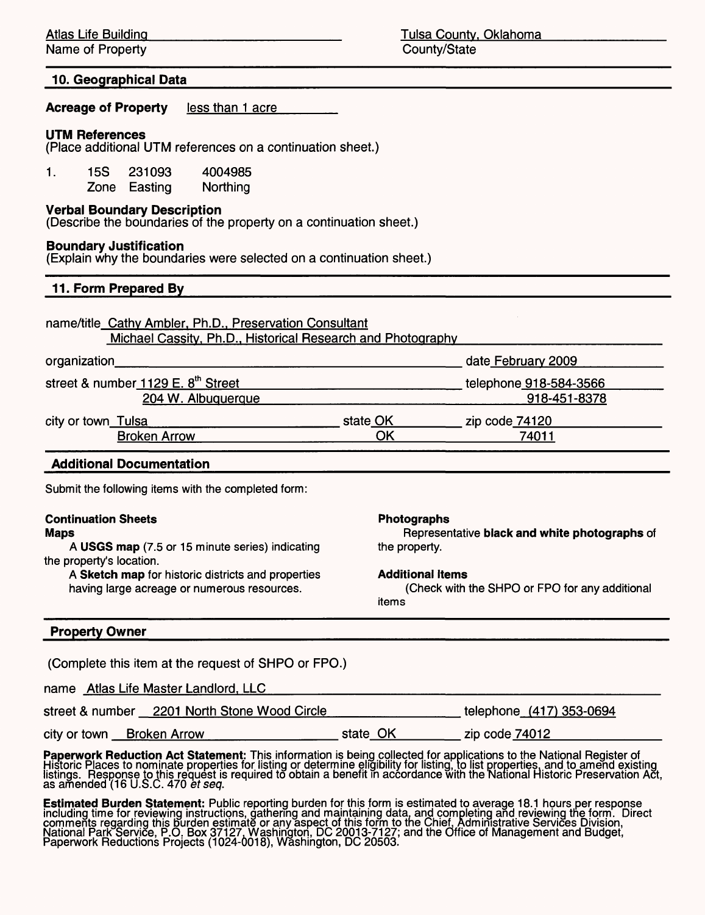Atlas Life Building
Name of Property

Tulsa County, Oklahoma
County/State

## 10. Geographical Data

**Acreage of Property** less than 1 acre

**UTM References**
(Place additional UTM references on a continuation sheet.)

| 1. | 15S | 231093 | 4004985 |
|---|---|---|---|
| | Zone | Easting | Northing |

**Verbal Boundary Description**
(Describe the boundaries of the property on a continuation sheet.)

**Boundary Justification**
(Explain why the boundaries were selected on a continuation sheet.)

## 11. Form Prepared By

name/title Cathy Ambler, Ph.D., Preservation Consultant
Michael Cassity, Ph.D., Historical Research and Photography

organization ________________ date February 2009

street & number 1129 E. 8th Street — telephone 918-584-3566
204 W. Albuquerque — 918-451-8378

city or town Tulsa — state OK — zip code 74120
Broken Arrow — OK — 74011

## Additional Documentation

Submit the following items with the completed form:

**Continuation Sheets**

**Maps**

A **USGS map** (7.5 or 15 minute series) indicating the property's location.

A **Sketch map** for historic districts and properties having large acreage or numerous resources.

**Photographs**

Representative **black and white photographs** of the property.

**Additional Items**

(Check with the SHPO or FPO for any additional items

## Property Owner

(Complete this item at the request of SHPO or FPO.)

name Atlas Life Master Landlord, LLC

street & number 2201 North Stone Wood Circle — telephone (417) 353-0694

city or town Broken Arrow — state OK — zip code 74012

**Paperwork Reduction Act Statement:** This information is being collected for applications to the National Register of Historic Places to nominate properties for listing or determine eligibility for listing, to list properties, and to amend existing listings. Response to this request is required to obtain a benefit in accordance with the National Historic Preservation Act, as amended (16 U.S.C. 470 *et seq.*

**Estimated Burden Statement:** Public reporting burden for this form is estimated to average 18.1 hours per response including time for reviewing instructions, gathering and maintaining data, and completing and reviewing the form. Direct comments regarding this burden estimate or any aspect of this form to the Chief, Administrative Services Division, National Park Service, P.O. Box 37127, Washington, DC 20013-7127; and the Office of Management and Budget, Paperwork Reductions Projects (1024-0018), Washington, DC 20503.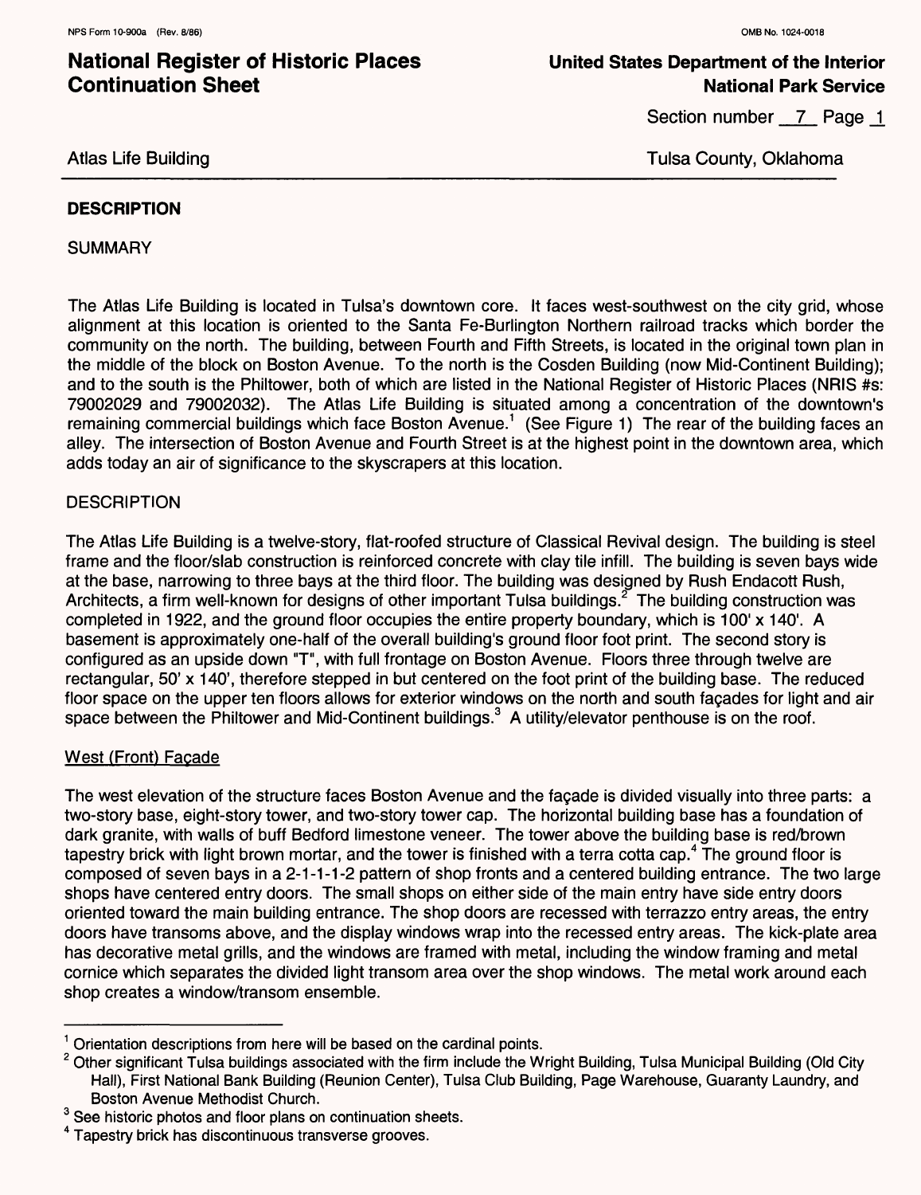## DESCRIPTION

SUMMARY

The Atlas Life Building is located in Tulsa's downtown core. It faces west-southwest on the city grid, whose alignment at this location is oriented to the Santa Fe-Burlington Northern railroad tracks which border the community on the north. The building, between Fourth and Fifth Streets, is located in the original town plan in the middle of the block on Boston Avenue. To the north is the Cosden Building (now Mid-Continent Building); and to the south is the Philtower, both of which are listed in the National Register of Historic Places (NRIS #s: 79002029 and 79002032). The Atlas Life Building is situated among a concentration of the downtown's remaining commercial buildings which face Boston Avenue.[1] (See Figure 1) The rear of the building faces an alley. The intersection of Boston Avenue and Fourth Street is at the highest point in the downtown area, which adds today an air of significance to the skyscrapers at this location.

DESCRIPTION

The Atlas Life Building is a twelve-story, flat-roofed structure of Classical Revival design. The building is steel frame and the floor/slab construction is reinforced concrete with clay tile infill. The building is seven bays wide at the base, narrowing to three bays at the third floor. The building was designed by Rush Endacott Rush, Architects, a firm well-known for designs of other important Tulsa buildings.[2] The building construction was completed in 1922, and the ground floor occupies the entire property boundary, which is 100' x 140'. A basement is approximately one-half of the overall building's ground floor foot print. The second story is configured as an upside down "T", with full frontage on Boston Avenue. Floors three through twelve are rectangular, 50' x 140', therefore stepped in but centered on the foot print of the building base. The reduced floor space on the upper ten floors allows for exterior windows on the north and south façades for light and air space between the Philtower and Mid-Continent buildings.[3] A utility/elevator penthouse is on the roof.

West (Front) Façade

The west elevation of the structure faces Boston Avenue and the façade is divided visually into three parts: a two-story base, eight-story tower, and two-story tower cap. The horizontal building base has a foundation of dark granite, with walls of buff Bedford limestone veneer. The tower above the building base is red/brown tapestry brick with light brown mortar, and the tower is finished with a terra cotta cap.[4] The ground floor is composed of seven bays in a 2-1-1-1-2 pattern of shop fronts and a centered building entrance. The two large shops have centered entry doors. The small shops on either side of the main entry have side entry doors oriented toward the main building entrance. The shop doors are recessed with terrazzo entry areas, the entry doors have transoms above, and the display windows wrap into the recessed entry areas. The kick-plate area has decorative metal grills, and the windows are framed with metal, including the window framing and metal cornice which separates the divided light transom area over the shop windows. The metal work around each shop creates a window/transom ensemble.

---

[1] Orientation descriptions from here will be based on the cardinal points.

[2] Other significant Tulsa buildings associated with the firm include the Wright Building, Tulsa Municipal Building (Old City Hall), First National Bank Building (Reunion Center), Tulsa Club Building, Page Warehouse, Guaranty Laundry, and Boston Avenue Methodist Church.

[3] See historic photos and floor plans on continuation sheets.

[4] Tapestry brick has discontinuous transverse grooves.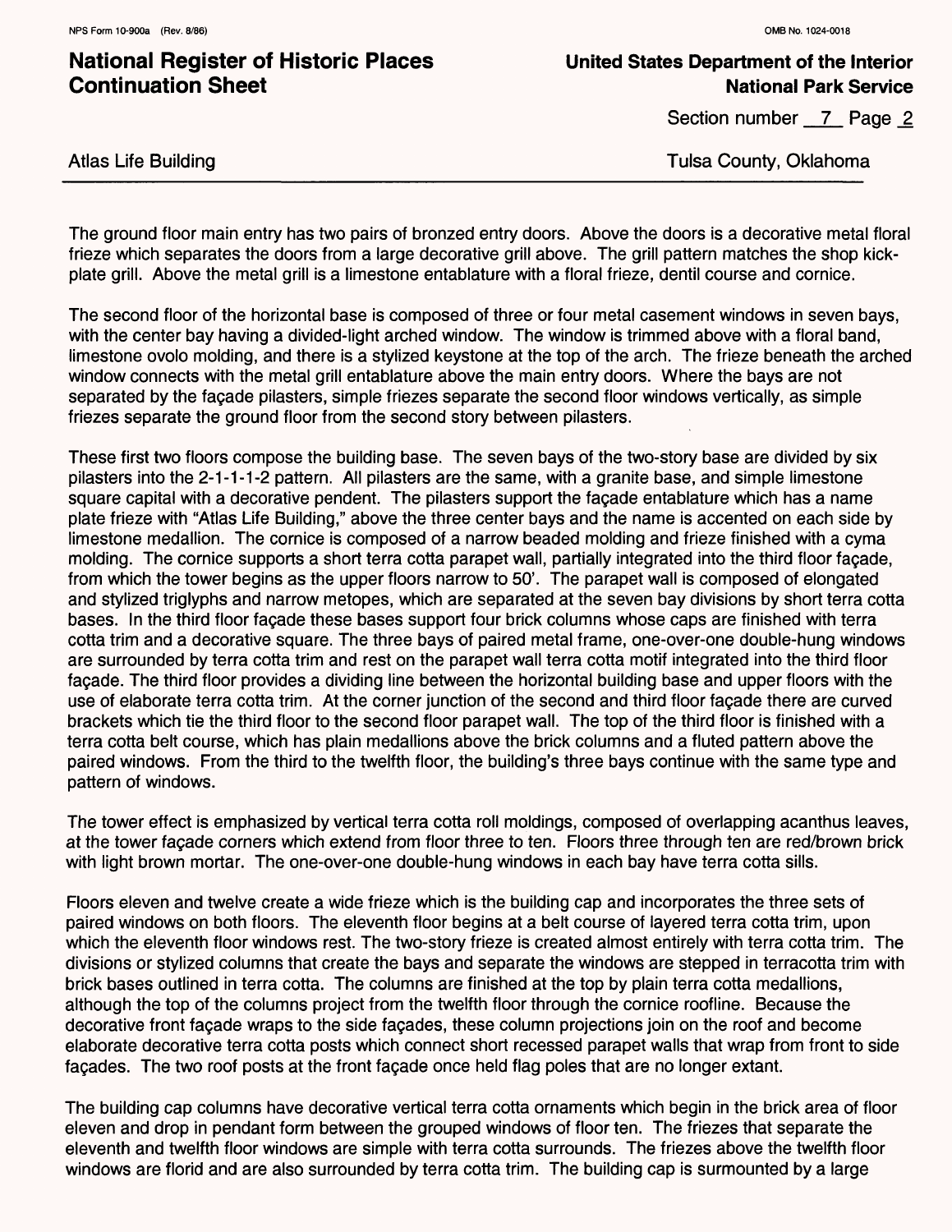The ground floor main entry has two pairs of bronzed entry doors. Above the doors is a decorative metal floral frieze which separates the doors from a large decorative grill above. The grill pattern matches the shop kick-plate grill. Above the metal grill is a limestone entablature with a floral frieze, dentil course and cornice.

The second floor of the horizontal base is composed of three or four metal casement windows in seven bays, with the center bay having a divided-light arched window. The window is trimmed above with a floral band, limestone ovolo molding, and there is a stylized keystone at the top of the arch. The frieze beneath the arched window connects with the metal grill entablature above the main entry doors. Where the bays are not separated by the façade pilasters, simple friezes separate the second floor windows vertically, as simple friezes separate the ground floor from the second story between pilasters.

These first two floors compose the building base. The seven bays of the two-story base are divided by six pilasters into the 2-1-1-1-2 pattern. All pilasters are the same, with a granite base, and simple limestone square capital with a decorative pendent. The pilasters support the façade entablature which has a name plate frieze with "Atlas Life Building," above the three center bays and the name is accented on each side by limestone medallion. The cornice is composed of a narrow beaded molding and frieze finished with a cyma molding. The cornice supports a short terra cotta parapet wall, partially integrated into the third floor façade, from which the tower begins as the upper floors narrow to 50'. The parapet wall is composed of elongated and stylized triglyphs and narrow metopes, which are separated at the seven bay divisions by short terra cotta bases. In the third floor façade these bases support four brick columns whose caps are finished with terra cotta trim and a decorative square. The three bays of paired metal frame, one-over-one double-hung windows are surrounded by terra cotta trim and rest on the parapet wall terra cotta motif integrated into the third floor façade. The third floor provides a dividing line between the horizontal building base and upper floors with the use of elaborate terra cotta trim. At the corner junction of the second and third floor façade there are curved brackets which tie the third floor to the second floor parapet wall. The top of the third floor is finished with a terra cotta belt course, which has plain medallions above the brick columns and a fluted pattern above the paired windows. From the third to the twelfth floor, the building's three bays continue with the same type and pattern of windows.

The tower effect is emphasized by vertical terra cotta roll moldings, composed of overlapping acanthus leaves, at the tower façade corners which extend from floor three to ten. Floors three through ten are red/brown brick with light brown mortar. The one-over-one double-hung windows in each bay have terra cotta sills.

Floors eleven and twelve create a wide frieze which is the building cap and incorporates the three sets of paired windows on both floors. The eleventh floor begins at a belt course of layered terra cotta trim, upon which the eleventh floor windows rest. The two-story frieze is created almost entirely with terra cotta trim. The divisions or stylized columns that create the bays and separate the windows are stepped in terracotta trim with brick bases outlined in terra cotta. The columns are finished at the top by plain terra cotta medallions, although the top of the columns project from the twelfth floor through the cornice roofline. Because the decorative front façade wraps to the side façades, these column projections join on the roof and become elaborate decorative terra cotta posts which connect short recessed parapet walls that wrap from front to side façades. The two roof posts at the front façade once held flag poles that are no longer extant.

The building cap columns have decorative vertical terra cotta ornaments which begin in the brick area of floor eleven and drop in pendant form between the grouped windows of floor ten. The friezes that separate the eleventh and twelfth floor windows are simple with terra cotta surrounds. The friezes above the twelfth floor windows are florid and are also surrounded by terra cotta trim. The building cap is surmounted by a large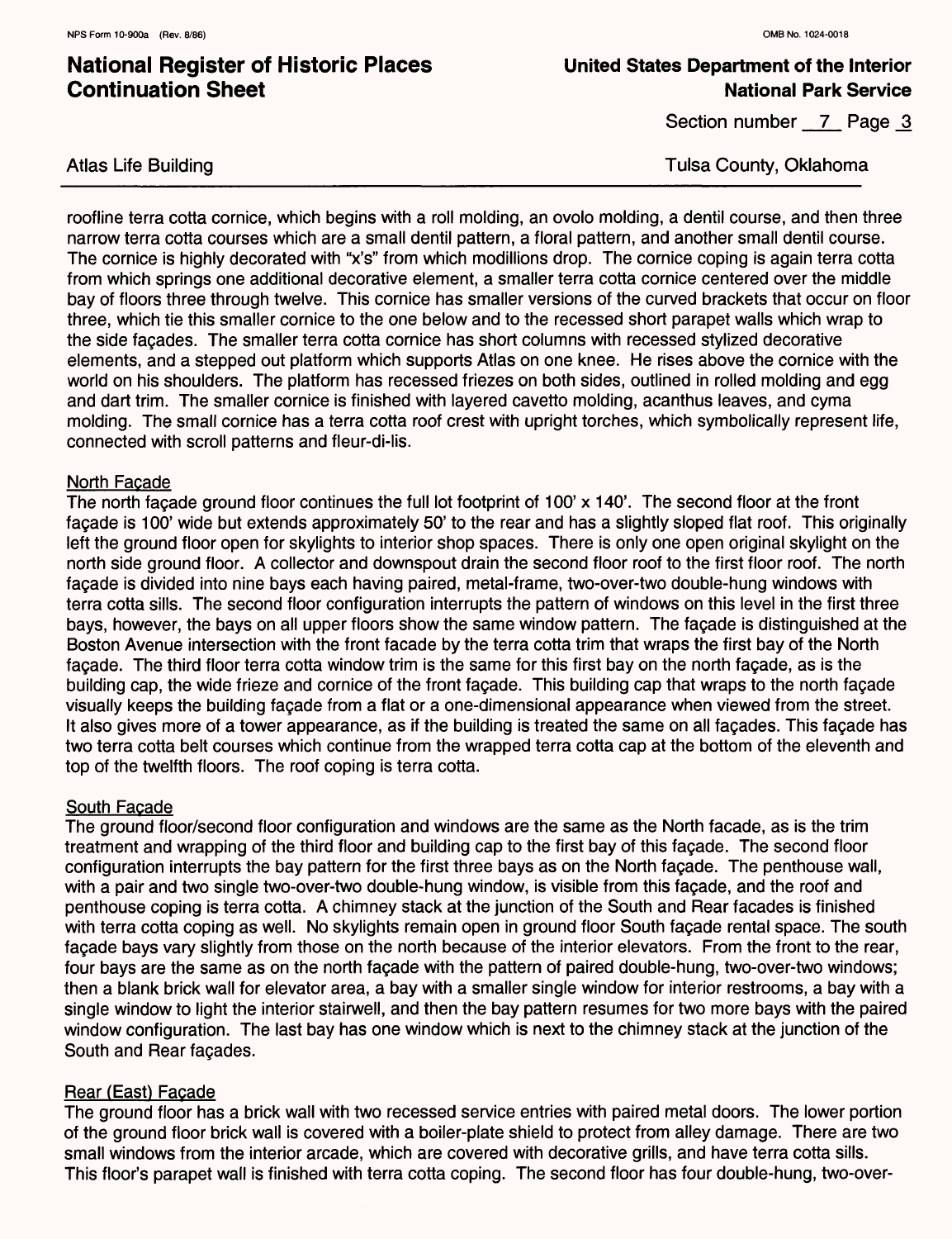roofline terra cotta cornice, which begins with a roll molding, an ovolo molding, a dentil course, and then three narrow terra cotta courses which are a small dentil pattern, a floral pattern, and another small dentil course. The cornice is highly decorated with "x's" from which modillions drop. The cornice coping is again terra cotta from which springs one additional decorative element, a smaller terra cotta cornice centered over the middle bay of floors three through twelve. This cornice has smaller versions of the curved brackets that occur on floor three, which tie this smaller cornice to the one below and to the recessed short parapet walls which wrap to the side façades. The smaller terra cotta cornice has short columns with recessed stylized decorative elements, and a stepped out platform which supports Atlas on one knee. He rises above the cornice with the world on his shoulders. The platform has recessed friezes on both sides, outlined in rolled molding and egg and dart trim. The smaller cornice is finished with layered cavetto molding, acanthus leaves, and cyma molding. The small cornice has a terra cotta roof crest with upright torches, which symbolically represent life, connected with scroll patterns and fleur-di-lis.

North Façade

The north façade ground floor continues the full lot footprint of 100' x 140'. The second floor at the front façade is 100' wide but extends approximately 50' to the rear and has a slightly sloped flat roof. This originally left the ground floor open for skylights to interior shop spaces. There is only one open original skylight on the north side ground floor. A collector and downspout drain the second floor roof to the first floor roof. The north façade is divided into nine bays each having paired, metal-frame, two-over-two double-hung windows with terra cotta sills. The second floor configuration interrupts the pattern of windows on this level in the first three bays, however, the bays on all upper floors show the same window pattern. The façade is distinguished at the Boston Avenue intersection with the front facade by the terra cotta trim that wraps the first bay of the North façade. The third floor terra cotta window trim is the same for this first bay on the north façade, as is the building cap, the wide frieze and cornice of the front façade. This building cap that wraps to the north façade visually keeps the building façade from a flat or a one-dimensional appearance when viewed from the street. It also gives more of a tower appearance, as if the building is treated the same on all façades. This façade has two terra cotta belt courses which continue from the wrapped terra cotta cap at the bottom of the eleventh and top of the twelfth floors. The roof coping is terra cotta.

South Façade

The ground floor/second floor configuration and windows are the same as the North facade, as is the trim treatment and wrapping of the third floor and building cap to the first bay of this façade. The second floor configuration interrupts the bay pattern for the first three bays as on the North façade. The penthouse wall, with a pair and two single two-over-two double-hung window, is visible from this façade, and the roof and penthouse coping is terra cotta. A chimney stack at the junction of the South and Rear facades is finished with terra cotta coping as well. No skylights remain open in ground floor South façade rental space. The south façade bays vary slightly from those on the north because of the interior elevators. From the front to the rear, four bays are the same as on the north façade with the pattern of paired double-hung, two-over-two windows; then a blank brick wall for elevator area, a bay with a smaller single window for interior restrooms, a bay with a single window to light the interior stairwell, and then the bay pattern resumes for two more bays with the paired window configuration. The last bay has one window which is next to the chimney stack at the junction of the South and Rear façades.

Rear (East) Façade

The ground floor has a brick wall with two recessed service entries with paired metal doors. The lower portion of the ground floor brick wall is covered with a boiler-plate shield to protect from alley damage. There are two small windows from the interior arcade, which are covered with decorative grills, and have terra cotta sills. This floor's parapet wall is finished with terra cotta coping. The second floor has four double-hung, two-over-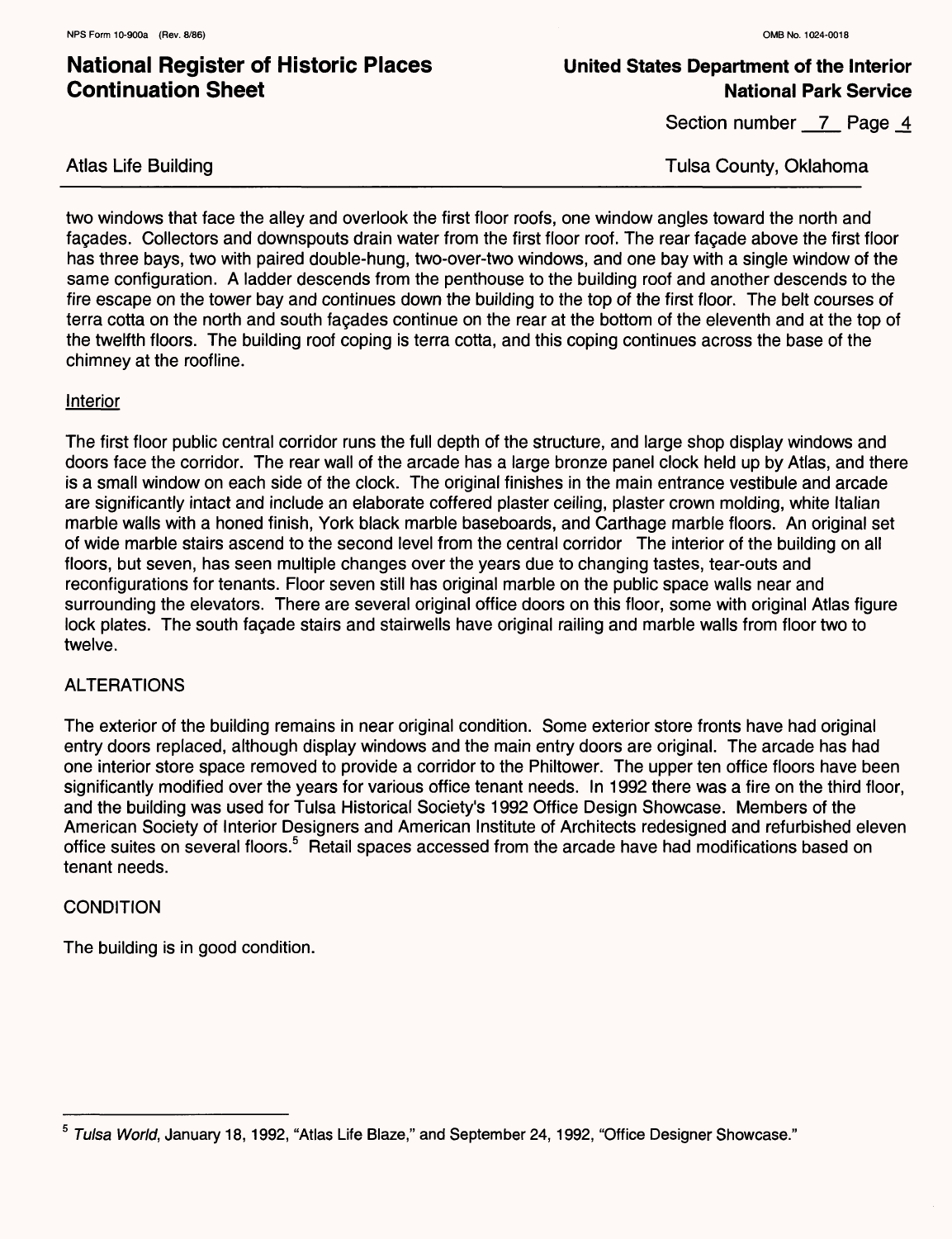two windows that face the alley and overlook the first floor roofs, one window angles toward the north and façades. Collectors and downspouts drain water from the first floor roof. The rear façade above the first floor has three bays, two with paired double-hung, two-over-two windows, and one bay with a single window of the same configuration. A ladder descends from the penthouse to the building roof and another descends to the fire escape on the tower bay and continues down the building to the top of the first floor. The belt courses of terra cotta on the north and south façades continue on the rear at the bottom of the eleventh and at the top of the twelfth floors. The building roof coping is terra cotta, and this coping continues across the base of the chimney at the roofline.

Interior

The first floor public central corridor runs the full depth of the structure, and large shop display windows and doors face the corridor. The rear wall of the arcade has a large bronze panel clock held up by Atlas, and there is a small window on each side of the clock. The original finishes in the main entrance vestibule and arcade are significantly intact and include an elaborate coffered plaster ceiling, plaster crown molding, white Italian marble walls with a honed finish, York black marble baseboards, and Carthage marble floors. An original set of wide marble stairs ascend to the second level from the central corridor The interior of the building on all floors, but seven, has seen multiple changes over the years due to changing tastes, tear-outs and reconfigurations for tenants. Floor seven still has original marble on the public space walls near and surrounding the elevators. There are several original office doors on this floor, some with original Atlas figure lock plates. The south façade stairs and stairwells have original railing and marble walls from floor two to twelve.

## ALTERATIONS

The exterior of the building remains in near original condition. Some exterior store fronts have had original entry doors replaced, although display windows and the main entry doors are original. The arcade has had one interior store space removed to provide a corridor to the Philtower. The upper ten office floors have been significantly modified over the years for various office tenant needs. In 1992 there was a fire on the third floor, and the building was used for Tulsa Historical Society's 1992 Office Design Showcase. Members of the American Society of Interior Designers and American Institute of Architects redesigned and refurbished eleven office suites on several floors.[5] Retail spaces accessed from the arcade have had modifications based on tenant needs.

## CONDITION

The building is in good condition.

---

[5] *Tulsa World*, January 18, 1992, "Atlas Life Blaze," and September 24, 1992, "Office Designer Showcase."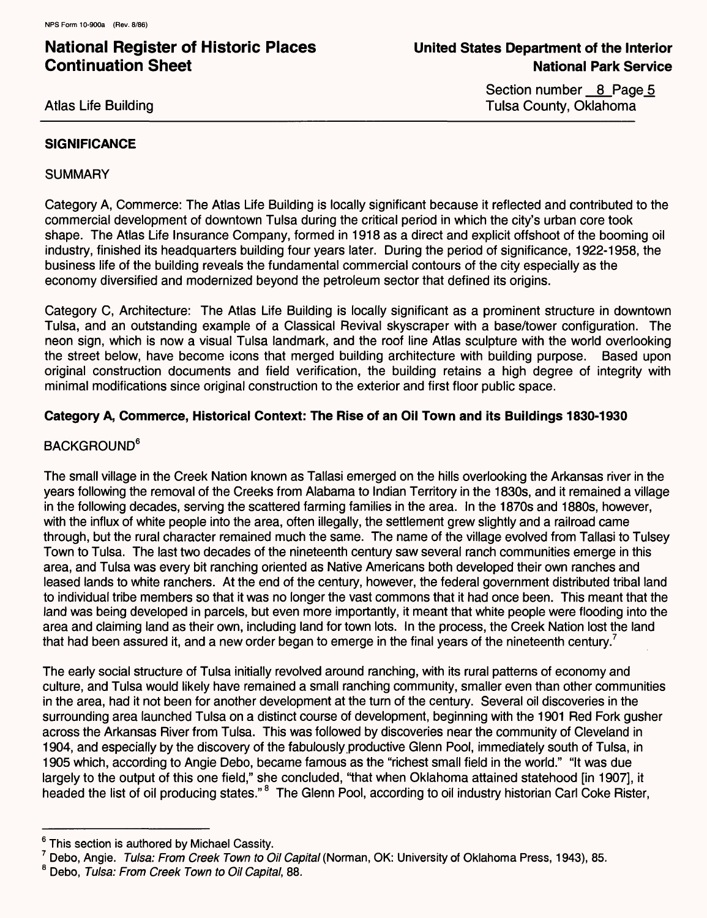## SIGNIFICANCE

SUMMARY

Category A, Commerce: The Atlas Life Building is locally significant because it reflected and contributed to the commercial development of downtown Tulsa during the critical period in which the city's urban core took shape. The Atlas Life Insurance Company, formed in 1918 as a direct and explicit offshoot of the booming oil industry, finished its headquarters building four years later. During the period of significance, 1922-1958, the business life of the building reveals the fundamental commercial contours of the city especially as the economy diversified and modernized beyond the petroleum sector that defined its origins.

Category C, Architecture: The Atlas Life Building is locally significant as a prominent structure in downtown Tulsa, and an outstanding example of a Classical Revival skyscraper with a base/tower configuration. The neon sign, which is now a visual Tulsa landmark, and the roof line Atlas sculpture with the world overlooking the street below, have become icons that merged building architecture with building purpose. Based upon original construction documents and field verification, the building retains a high degree of integrity with minimal modifications since original construction to the exterior and first floor public space.

### Category A, Commerce, Historical Context: The Rise of an Oil Town and its Buildings 1830-1930

BACKGROUND[6]

The small village in the Creek Nation known as Tallasi emerged on the hills overlooking the Arkansas river in the years following the removal of the Creeks from Alabama to Indian Territory in the 1830s, and it remained a village in the following decades, serving the scattered farming families in the area. In the 1870s and 1880s, however, with the influx of white people into the area, often illegally, the settlement grew slightly and a railroad came through, but the rural character remained much the same. The name of the village evolved from Tallasi to Tulsey Town to Tulsa. The last two decades of the nineteenth century saw several ranch communities emerge in this area, and Tulsa was every bit ranching oriented as Native Americans both developed their own ranches and leased lands to white ranchers. At the end of the century, however, the federal government distributed tribal land to individual tribe members so that it was no longer the vast commons that it had once been. This meant that the land was being developed in parcels, but even more importantly, it meant that white people were flooding into the area and claiming land as their own, including land for town lots. In the process, the Creek Nation lost the land that had been assured it, and a new order began to emerge in the final years of the nineteenth century.[7]

The early social structure of Tulsa initially revolved around ranching, with its rural patterns of economy and culture, and Tulsa would likely have remained a small ranching community, smaller even than other communities in the area, had it not been for another development at the turn of the century. Several oil discoveries in the surrounding area launched Tulsa on a distinct course of development, beginning with the 1901 Red Fork gusher across the Arkansas River from Tulsa. This was followed by discoveries near the community of Cleveland in 1904, and especially by the discovery of the fabulously productive Glenn Pool, immediately south of Tulsa, in 1905 which, according to Angie Debo, became famous as the "richest small field in the world." "It was due largely to the output of this one field," she concluded, "that when Oklahoma attained statehood [in 1907], it headed the list of oil producing states."[8] The Glenn Pool, according to oil industry historian Carl Coke Rister,

---

[6] This section is authored by Michael Cassity.

[7] Debo, Angie. *Tulsa: From Creek Town to Oil Capital* (Norman, OK: University of Oklahoma Press, 1943), 85.

[8] Debo, *Tulsa: From Creek Town to Oil Capital*, 88.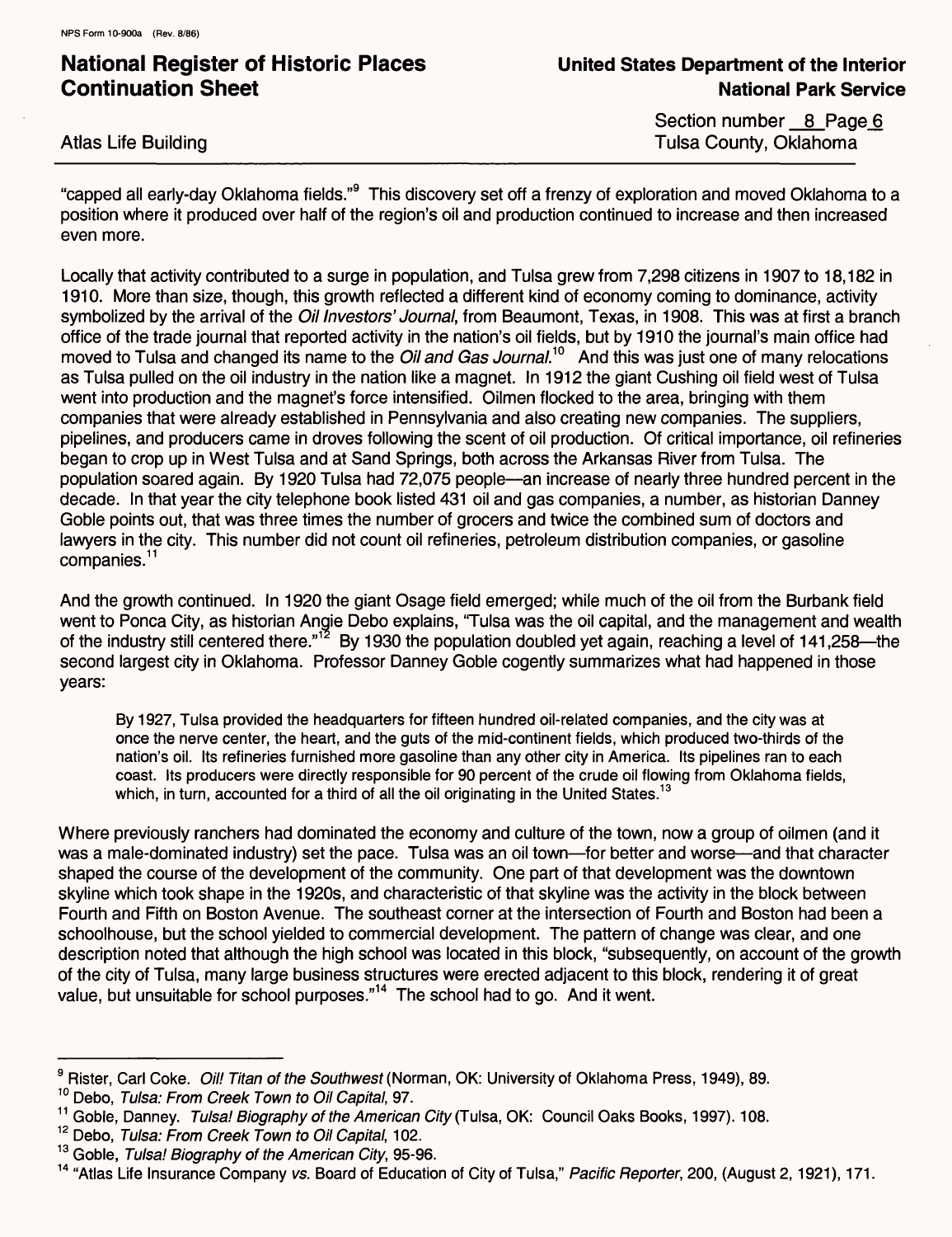"capped all early-day Oklahoma fields."[9] This discovery set off a frenzy of exploration and moved Oklahoma to a position where it produced over half of the region's oil and production continued to increase and then increased even more.

Locally that activity contributed to a surge in population, and Tulsa grew from 7,298 citizens in 1907 to 18,182 in 1910. More than size, though, this growth reflected a different kind of economy coming to dominance, activity symbolized by the arrival of the *Oil Investors' Journal*, from Beaumont, Texas, in 1908. This was at first a branch office of the trade journal that reported activity in the nation's oil fields, but by 1910 the journal's main office had moved to Tulsa and changed its name to the *Oil and Gas Journal*.[10] And this was just one of many relocations as Tulsa pulled on the oil industry in the nation like a magnet. In 1912 the giant Cushing oil field west of Tulsa went into production and the magnet's force intensified. Oilmen flocked to the area, bringing with them companies that were already established in Pennsylvania and also creating new companies. The suppliers, pipelines, and producers came in droves following the scent of oil production. Of critical importance, oil refineries began to crop up in West Tulsa and at Sand Springs, both across the Arkansas River from Tulsa. The population soared again. By 1920 Tulsa had 72,075 people—an increase of nearly three hundred percent in the decade. In that year the city telephone book listed 431 oil and gas companies, a number, as historian Danney Goble points out, that was three times the number of grocers and twice the combined sum of doctors and lawyers in the city. This number did not count oil refineries, petroleum distribution companies, or gasoline companies.[11]

And the growth continued. In 1920 the giant Osage field emerged; while much of the oil from the Burbank field went to Ponca City, as historian Angie Debo explains, "Tulsa was the oil capital, and the management and wealth of the industry still centered there."[12] By 1930 the population doubled yet again, reaching a level of 141,258—the second largest city in Oklahoma. Professor Danney Goble cogently summarizes what had happened in those years:

> By 1927, Tulsa provided the headquarters for fifteen hundred oil-related companies, and the city was at once the nerve center, the heart, and the guts of the mid-continent fields, which produced two-thirds of the nation's oil. Its refineries furnished more gasoline than any other city in America. Its pipelines ran to each coast. Its producers were directly responsible for 90 percent of the crude oil flowing from Oklahoma fields, which, in turn, accounted for a third of all the oil originating in the United States.[13]

Where previously ranchers had dominated the economy and culture of the town, now a group of oilmen (and it was a male-dominated industry) set the pace. Tulsa was an oil town—for better and worse—and that character shaped the course of the development of the community. One part of that development was the downtown skyline which took shape in the 1920s, and characteristic of that skyline was the activity in the block between Fourth and Fifth on Boston Avenue. The southeast corner at the intersection of Fourth and Boston had been a schoolhouse, but the school yielded to commercial development. The pattern of change was clear, and one description noted that although the high school was located in this block, "subsequently, on account of the growth of the city of Tulsa, many large business structures were erected adjacent to this block, rendering it of great value, but unsuitable for school purposes."[14] The school had to go. And it went.

---

[9] Rister, Carl Coke. *Oil! Titan of the Southwest* (Norman, OK: University of Oklahoma Press, 1949), 89.

[10] Debo, *Tulsa: From Creek Town to Oil Capital*, 97.

[11] Goble, Danney. *Tulsa! Biography of the American City* (Tulsa, OK: Council Oaks Books, 1997). 108.

[12] Debo, *Tulsa: From Creek Town to Oil Capital*, 102.

[13] Goble, *Tulsa! Biography of the American City*, 95-96.

[14] "Atlas Life Insurance Company *vs.* Board of Education of City of Tulsa," *Pacific Reporter*, 200, (August 2, 1921), 171.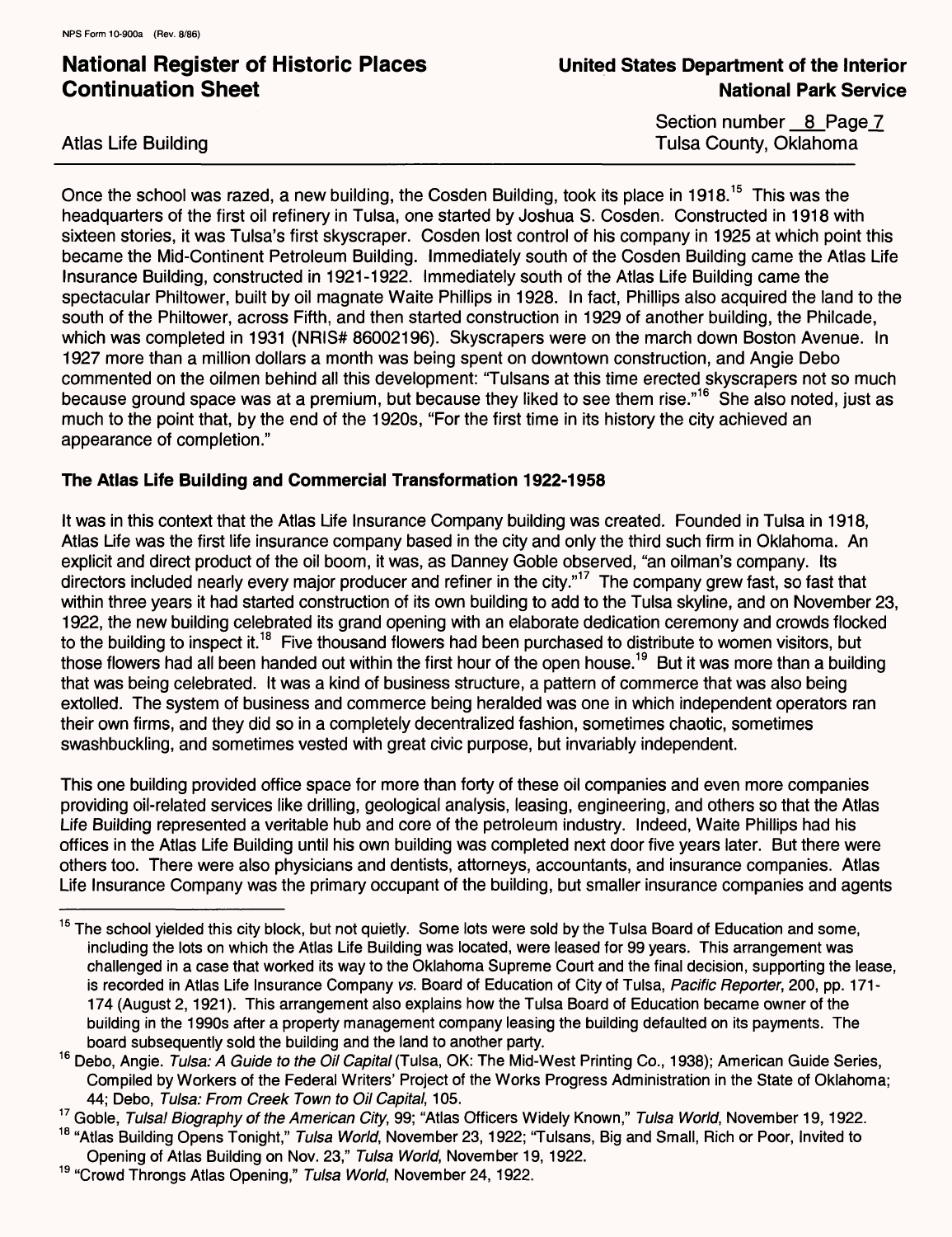Once the school was razed, a new building, the Cosden Building, took its place in 1918.[15] This was the headquarters of the first oil refinery in Tulsa, one started by Joshua S. Cosden. Constructed in 1918 with sixteen stories, it was Tulsa's first skyscraper. Cosden lost control of his company in 1925 at which point this became the Mid-Continent Petroleum Building. Immediately south of the Cosden Building came the Atlas Life Insurance Building, constructed in 1921-1922. Immediately south of the Atlas Life Building came the spectacular Philtower, built by oil magnate Waite Phillips in 1928. In fact, Phillips also acquired the land to the south of the Philtower, across Fifth, and then started construction in 1929 of another building, the Philcade, which was completed in 1931 (NRIS# 86002196). Skyscrapers were on the march down Boston Avenue. In 1927 more than a million dollars a month was being spent on downtown construction, and Angie Debo commented on the oilmen behind all this development: "Tulsans at this time erected skyscrapers not so much because ground space was at a premium, but because they liked to see them rise."[16] She also noted, just as much to the point that, by the end of the 1920s, "For the first time in its history the city achieved an appearance of completion."

**The Atlas Life Building and Commercial Transformation 1922-1958**

It was in this context that the Atlas Life Insurance Company building was created. Founded in Tulsa in 1918, Atlas Life was the first life insurance company based in the city and only the third such firm in Oklahoma. An explicit and direct product of the oil boom, it was, as Danney Goble observed, "an oilman's company. Its directors included nearly every major producer and refiner in the city."[17] The company grew fast, so fast that within three years it had started construction of its own building to add to the Tulsa skyline, and on November 23, 1922, the new building celebrated its grand opening with an elaborate dedication ceremony and crowds flocked to the building to inspect it.[18] Five thousand flowers had been purchased to distribute to women visitors, but those flowers had all been handed out within the first hour of the open house.[19] But it was more than a building that was being celebrated. It was a kind of business structure, a pattern of commerce that was also being extolled. The system of business and commerce being heralded was one in which independent operators ran their own firms, and they did so in a completely decentralized fashion, sometimes chaotic, sometimes swashbuckling, and sometimes vested with great civic purpose, but invariably independent.

This one building provided office space for more than forty of these oil companies and even more companies providing oil-related services like drilling, geological analysis, leasing, engineering, and others so that the Atlas Life Building represented a veritable hub and core of the petroleum industry. Indeed, Waite Phillips had his offices in the Atlas Life Building until his own building was completed next door five years later. But there were others too. There were also physicians and dentists, attorneys, accountants, and insurance companies. Atlas Life Insurance Company was the primary occupant of the building, but smaller insurance companies and agents

---

[15] The school yielded this city block, but not quietly. Some lots were sold by the Tulsa Board of Education and some, including the lots on which the Atlas Life Building was located, were leased for 99 years. This arrangement was challenged in a case that worked its way to the Oklahoma Supreme Court and the final decision, supporting the lease, is recorded in Atlas Life Insurance Company *vs.* Board of Education of City of Tulsa, *Pacific Reporter*, 200, pp. 171-174 (August 2, 1921). This arrangement also explains how the Tulsa Board of Education became owner of the building in the 1990s after a property management company leasing the building defaulted on its payments. The board subsequently sold the building and the land to another party.

[16] Debo, Angie. *Tulsa: A Guide to the Oil Capital* (Tulsa, OK: The Mid-West Printing Co., 1938); American Guide Series, Compiled by Workers of the Federal Writers' Project of the Works Progress Administration in the State of Oklahoma; 44; Debo, *Tulsa: From Creek Town to Oil Capital*, 105.

[17] Goble, *Tulsa! Biography of the American City*, 99; "Atlas Officers Widely Known," *Tulsa World*, November 19, 1922.

[18] "Atlas Building Opens Tonight," *Tulsa World*, November 23, 1922; "Tulsans, Big and Small, Rich or Poor, Invited to Opening of Atlas Building on Nov. 23," *Tulsa World*, November 19, 1922.

[19] "Crowd Throngs Atlas Opening," *Tulsa World*, November 24, 1922.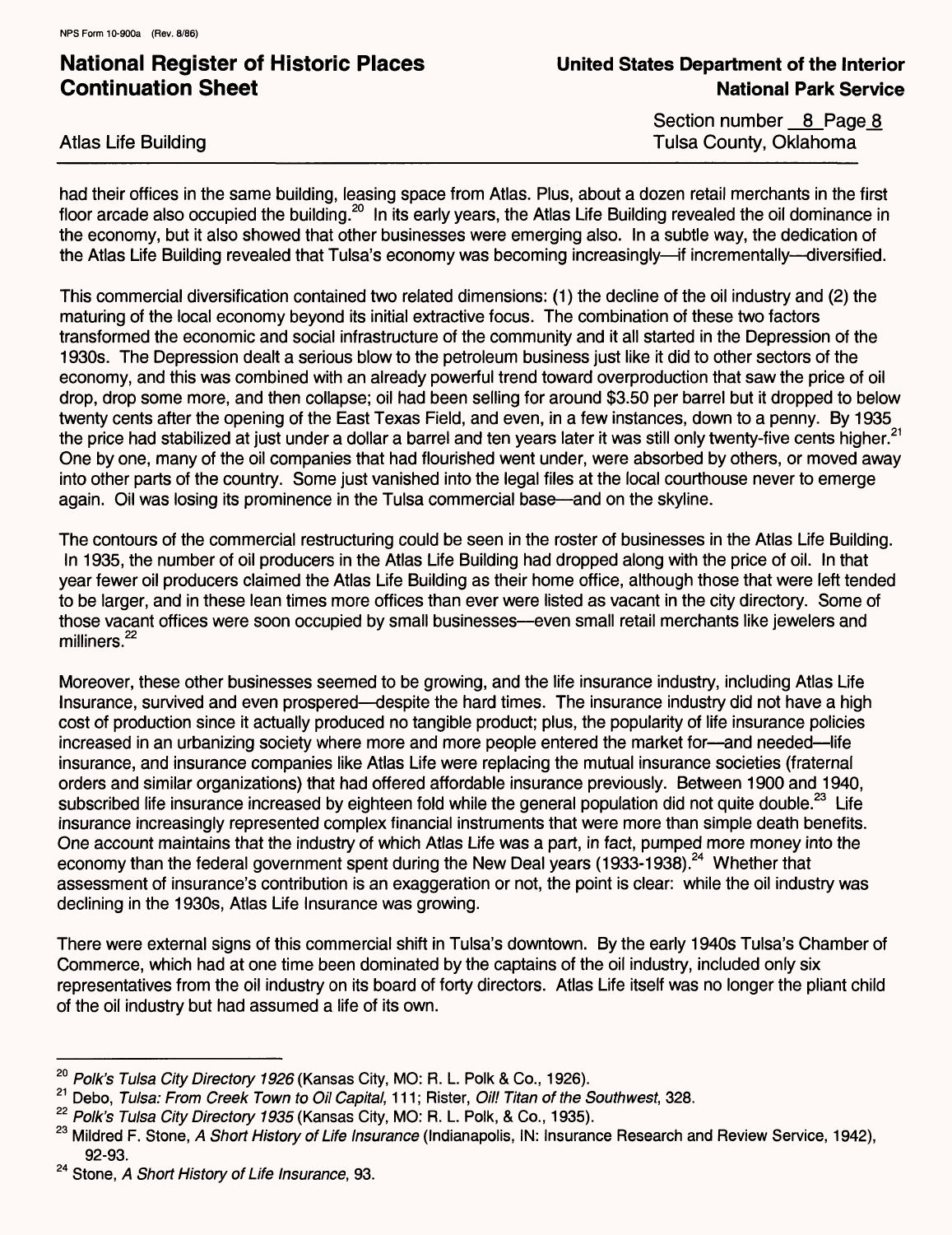had their offices in the same building, leasing space from Atlas. Plus, about a dozen retail merchants in the first floor arcade also occupied the building.[20] In its early years, the Atlas Life Building revealed the oil dominance in the economy, but it also showed that other businesses were emerging also. In a subtle way, the dedication of the Atlas Life Building revealed that Tulsa's economy was becoming increasingly—if incrementally—diversified.

This commercial diversification contained two related dimensions: (1) the decline of the oil industry and (2) the maturing of the local economy beyond its initial extractive focus. The combination of these two factors transformed the economic and social infrastructure of the community and it all started in the Depression of the 1930s. The Depression dealt a serious blow to the petroleum business just like it did to other sectors of the economy, and this was combined with an already powerful trend toward overproduction that saw the price of oil drop, drop some more, and then collapse; oil had been selling for around $3.50 per barrel but it dropped to below twenty cents after the opening of the East Texas Field, and even, in a few instances, down to a penny. By 1935 the price had stabilized at just under a dollar a barrel and ten years later it was still only twenty-five cents higher.[21] One by one, many of the oil companies that had flourished went under, were absorbed by others, or moved away into other parts of the country. Some just vanished into the legal files at the local courthouse never to emerge again. Oil was losing its prominence in the Tulsa commercial base—and on the skyline.

The contours of the commercial restructuring could be seen in the roster of businesses in the Atlas Life Building. In 1935, the number of oil producers in the Atlas Life Building had dropped along with the price of oil. In that year fewer oil producers claimed the Atlas Life Building as their home office, although those that were left tended to be larger, and in these lean times more offices than ever were listed as vacant in the city directory. Some of those vacant offices were soon occupied by small businesses—even small retail merchants like jewelers and milliners.[22]

Moreover, these other businesses seemed to be growing, and the life insurance industry, including Atlas Life Insurance, survived and even prospered—despite the hard times. The insurance industry did not have a high cost of production since it actually produced no tangible product; plus, the popularity of life insurance policies increased in an urbanizing society where more and more people entered the market for—and needed—life insurance, and insurance companies like Atlas Life were replacing the mutual insurance societies (fraternal orders and similar organizations) that had offered affordable insurance previously. Between 1900 and 1940, subscribed life insurance increased by eighteen fold while the general population did not quite double.[23] Life insurance increasingly represented complex financial instruments that were more than simple death benefits. One account maintains that the industry of which Atlas Life was a part, in fact, pumped more money into the economy than the federal government spent during the New Deal years (1933-1938).[24] Whether that assessment of insurance's contribution is an exaggeration or not, the point is clear: while the oil industry was declining in the 1930s, Atlas Life Insurance was growing.

There were external signs of this commercial shift in Tulsa's downtown. By the early 1940s Tulsa's Chamber of Commerce, which had at one time been dominated by the captains of the oil industry, included only six representatives from the oil industry on its board of forty directors. Atlas Life itself was no longer the pliant child of the oil industry but had assumed a life of its own.

---

[20] *Polk's Tulsa City Directory 1926* (Kansas City, MO: R. L. Polk & Co., 1926).

[21] Debo, *Tulsa: From Creek Town to Oil Capital*, 111; Rister, *Oil! Titan of the Southwest*, 328.

[22] *Polk's Tulsa City Directory 1935* (Kansas City, MO: R. L. Polk, & Co., 1935).

[23] Mildred F. Stone, *A Short History of Life Insurance* (Indianapolis, IN: Insurance Research and Review Service, 1942), 92-93.

[24] Stone, *A Short History of Life Insurance*, 93.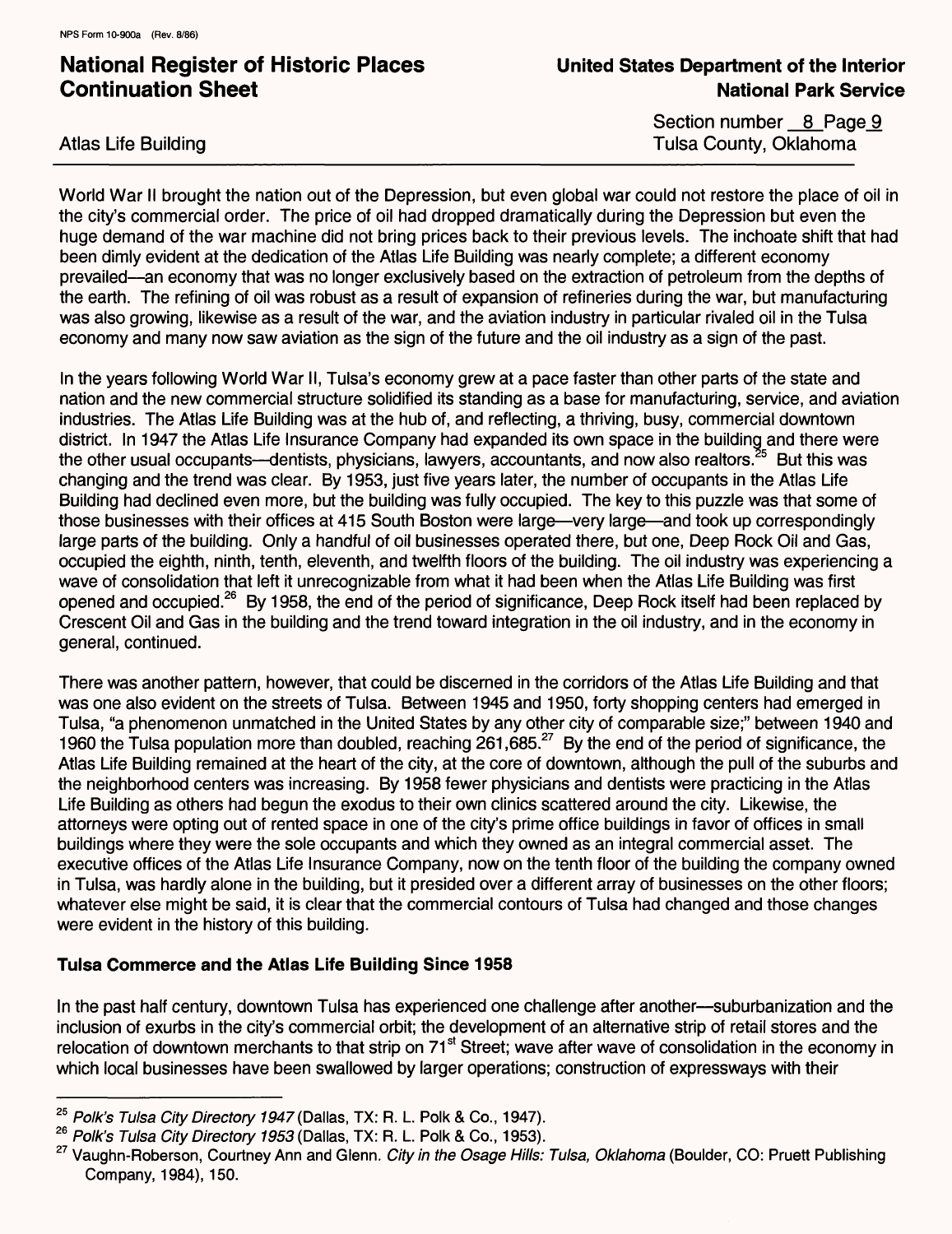World War II brought the nation out of the Depression, but even global war could not restore the place of oil in the city's commercial order. The price of oil had dropped dramatically during the Depression but even the huge demand of the war machine did not bring prices back to their previous levels. The inchoate shift that had been dimly evident at the dedication of the Atlas Life Building was nearly complete; a different economy prevailed—an economy that was no longer exclusively based on the extraction of petroleum from the depths of the earth. The refining of oil was robust as a result of expansion of refineries during the war, but manufacturing was also growing, likewise as a result of the war, and the aviation industry in particular rivaled oil in the Tulsa economy and many now saw aviation as the sign of the future and the oil industry as a sign of the past.

In the years following World War II, Tulsa's economy grew at a pace faster than other parts of the state and nation and the new commercial structure solidified its standing as a base for manufacturing, service, and aviation industries. The Atlas Life Building was at the hub of, and reflecting, a thriving, busy, commercial downtown district. In 1947 the Atlas Life Insurance Company had expanded its own space in the building and there were the other usual occupants—dentists, physicians, lawyers, accountants, and now also realtors.[25] But this was changing and the trend was clear. By 1953, just five years later, the number of occupants in the Atlas Life Building had declined even more, but the building was fully occupied. The key to this puzzle was that some of those businesses with their offices at 415 South Boston were large—very large—and took up correspondingly large parts of the building. Only a handful of oil businesses operated there, but one, Deep Rock Oil and Gas, occupied the eighth, ninth, tenth, eleventh, and twelfth floors of the building. The oil industry was experiencing a wave of consolidation that left it unrecognizable from what it had been when the Atlas Life Building was first opened and occupied.[26] By 1958, the end of the period of significance, Deep Rock itself had been replaced by Crescent Oil and Gas in the building and the trend toward integration in the oil industry, and in the economy in general, continued.

There was another pattern, however, that could be discerned in the corridors of the Atlas Life Building and that was one also evident on the streets of Tulsa. Between 1945 and 1950, forty shopping centers had emerged in Tulsa, "a phenomenon unmatched in the United States by any other city of comparable size;" between 1940 and 1960 the Tulsa population more than doubled, reaching 261,685.[27] By the end of the period of significance, the Atlas Life Building remained at the heart of the city, at the core of downtown, although the pull of the suburbs and the neighborhood centers was increasing. By 1958 fewer physicians and dentists were practicing in the Atlas Life Building as others had begun the exodus to their own clinics scattered around the city. Likewise, the attorneys were opting out of rented space in one of the city's prime office buildings in favor of offices in small buildings where they were the sole occupants and which they owned as an integral commercial asset. The executive offices of the Atlas Life Insurance Company, now on the tenth floor of the building the company owned in Tulsa, was hardly alone in the building, but it presided over a different array of businesses on the other floors; whatever else might be said, it is clear that the commercial contours of Tulsa had changed and those changes were evident in the history of this building.

**Tulsa Commerce and the Atlas Life Building Since 1958**

In the past half century, downtown Tulsa has experienced one challenge after another—suburbanization and the inclusion of exurbs in the city's commercial orbit; the development of an alternative strip of retail stores and the relocation of downtown merchants to that strip on 71st Street; wave after wave of consolidation in the economy in which local businesses have been swallowed by larger operations; construction of expressways with their

---

[25] *Polk's Tulsa City Directory 1947* (Dallas, TX: R. L. Polk & Co., 1947).

[26] *Polk's Tulsa City Directory 1953* (Dallas, TX: R. L. Polk & Co., 1953).

[27] Vaughn-Roberson, Courtney Ann and Glenn. *City in the Osage Hills: Tulsa, Oklahoma* (Boulder, CO: Pruett Publishing Company, 1984), 150.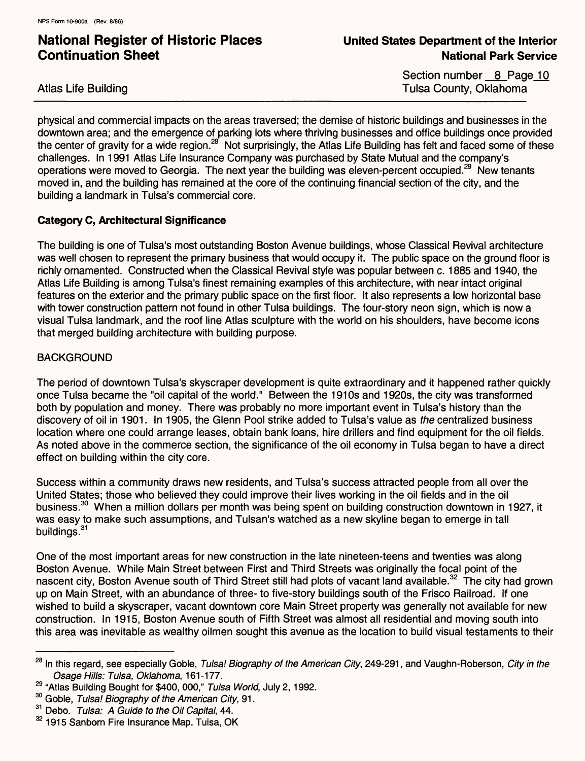physical and commercial impacts on the areas traversed; the demise of historic buildings and businesses in the downtown area; and the emergence of parking lots where thriving businesses and office buildings once provided the center of gravity for a wide region.[28] Not surprisingly, the Atlas Life Building has felt and faced some of these challenges. In 1991 Atlas Life Insurance Company was purchased by State Mutual and the company's operations were moved to Georgia. The next year the building was eleven-percent occupied.[29] New tenants moved in, and the building has remained at the core of the continuing financial section of the city, and the building a landmark in Tulsa's commercial core.

**Category C, Architectural Significance**

The building is one of Tulsa's most outstanding Boston Avenue buildings, whose Classical Revival architecture was well chosen to represent the primary business that would occupy it. The public space on the ground floor is richly ornamented. Constructed when the Classical Revival style was popular between c. 1885 and 1940, the Atlas Life Building is among Tulsa's finest remaining examples of this architecture, with near intact original features on the exterior and the primary public space on the first floor. It also represents a low horizontal base with tower construction pattern not found in other Tulsa buildings. The four-story neon sign, which is now a visual Tulsa landmark, and the roof line Atlas sculpture with the world on his shoulders, have become icons that merged building architecture with building purpose.

BACKGROUND

The period of downtown Tulsa's skyscraper development is quite extraordinary and it happened rather quickly once Tulsa became the "oil capital of the world." Between the 1910s and 1920s, the city was transformed both by population and money. There was probably no more important event in Tulsa's history than the discovery of oil in 1901. In 1905, the Glenn Pool strike added to Tulsa's value as *the* centralized business location where one could arrange leases, obtain bank loans, hire drillers and find equipment for the oil fields. As noted above in the commerce section, the significance of the oil economy in Tulsa began to have a direct effect on building within the city core.

Success within a community draws new residents, and Tulsa's success attracted people from all over the United States; those who believed they could improve their lives working in the oil fields and in the oil business.[30] When a million dollars per month was being spent on building construction downtown in 1927, it was easy to make such assumptions, and Tulsan's watched as a new skyline began to emerge in tall buildings.[31]

One of the most important areas for new construction in the late nineteen-teens and twenties was along Boston Avenue. While Main Street between First and Third Streets was originally the focal point of the nascent city, Boston Avenue south of Third Street still had plots of vacant land available.[32] The city had grown up on Main Street, with an abundance of three- to five-story buildings south of the Frisco Railroad. If one wished to build a skyscraper, vacant downtown core Main Street property was generally not available for new construction. In 1915, Boston Avenue south of Fifth Street was almost all residential and moving south into this area was inevitable as wealthy oilmen sought this avenue as the location to build visual testaments to their

---

[28] In this regard, see especially Goble, *Tulsa! Biography of the American City*, 249-291, and Vaughn-Roberson, *City in the Osage Hills: Tulsa, Oklahoma*, 161-177.

[29] "Atlas Building Bought for $400, 000," *Tulsa World*, July 2, 1992.

[30] Goble, *Tulsa! Biography of the American City*, 91.

[31] Debo. *Tulsa: A Guide to the Oil Capital*, 44.

[32] 1915 Sanborn Fire Insurance Map. Tulsa, OK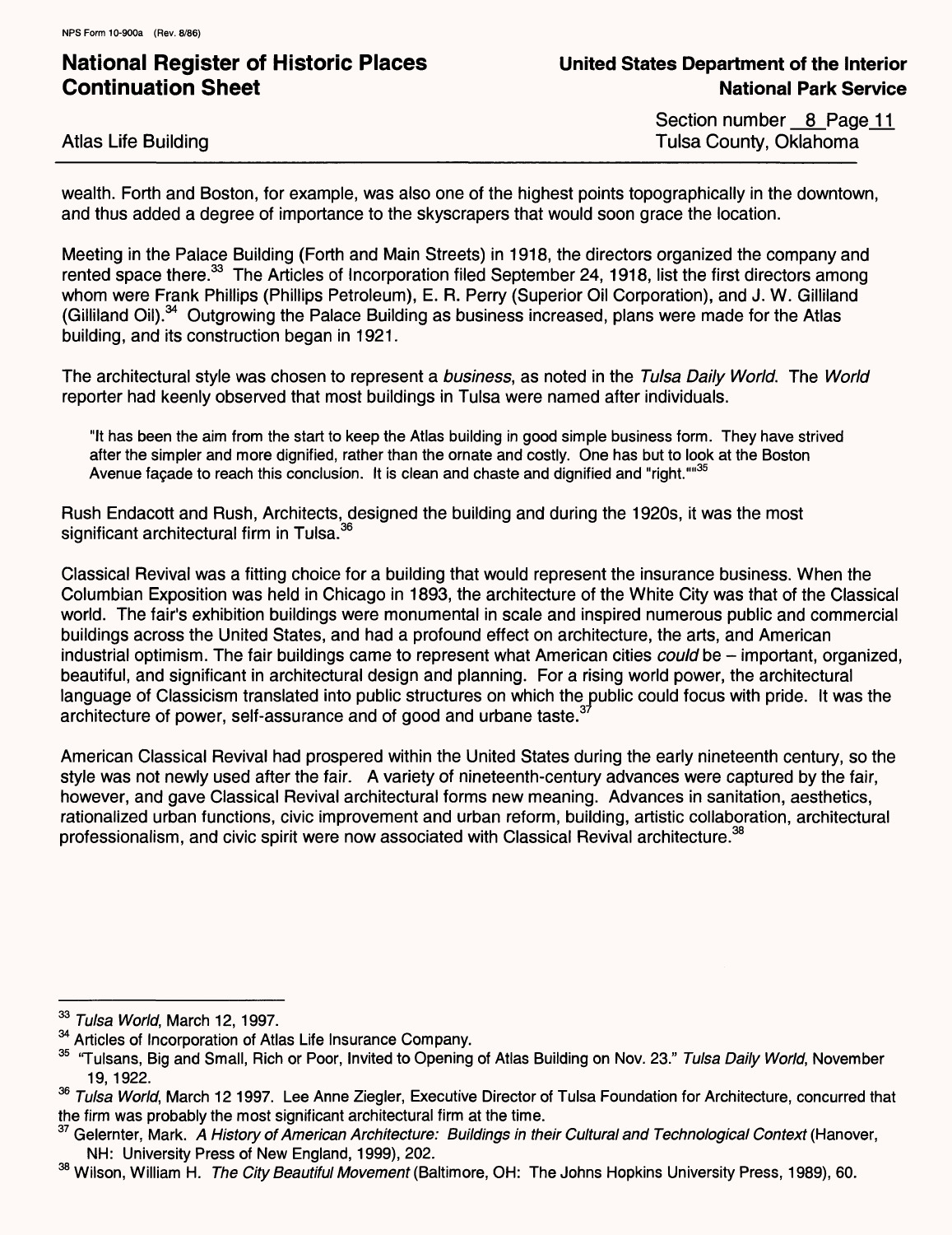wealth. Forth and Boston, for example, was also one of the highest points topographically in the downtown, and thus added a degree of importance to the skyscrapers that would soon grace the location.

Meeting in the Palace Building (Forth and Main Streets) in 1918, the directors organized the company and rented space there.[33] The Articles of Incorporation filed September 24, 1918, list the first directors among whom were Frank Phillips (Phillips Petroleum), E. R. Perry (Superior Oil Corporation), and J. W. Gilliland (Gilliland Oil).[34] Outgrowing the Palace Building as business increased, plans were made for the Atlas building, and its construction began in 1921.

The architectural style was chosen to represent a *business*, as noted in the *Tulsa Daily World*. The *World* reporter had keenly observed that most buildings in Tulsa were named after individuals.

> "It has been the aim from the start to keep the Atlas building in good simple business form. They have strived after the simpler and more dignified, rather than the ornate and costly. One has but to look at the Boston Avenue façade to reach this conclusion. It is clean and chaste and dignified and "right.""[35]

Rush Endacott and Rush, Architects, designed the building and during the 1920s, it was the most significant architectural firm in Tulsa.[36]

Classical Revival was a fitting choice for a building that would represent the insurance business. When the Columbian Exposition was held in Chicago in 1893, the architecture of the White City was that of the Classical world. The fair's exhibition buildings were monumental in scale and inspired numerous public and commercial buildings across the United States, and had a profound effect on architecture, the arts, and American industrial optimism. The fair buildings came to represent what American cities *could* be – important, organized, beautiful, and significant in architectural design and planning. For a rising world power, the architectural language of Classicism translated into public structures on which the public could focus with pride. It was the architecture of power, self-assurance and of good and urbane taste.[37]

American Classical Revival had prospered within the United States during the early nineteenth century, so the style was not newly used after the fair. A variety of nineteenth-century advances were captured by the fair, however, and gave Classical Revival architectural forms new meaning. Advances in sanitation, aesthetics, rationalized urban functions, civic improvement and urban reform, building, artistic collaboration, architectural professionalism, and civic spirit were now associated with Classical Revival architecture.[38]

---

[33] *Tulsa World*, March 12, 1997.

[34] Articles of Incorporation of Atlas Life Insurance Company.

[35] "Tulsans, Big and Small, Rich or Poor, Invited to Opening of Atlas Building on Nov. 23." *Tulsa Daily World*, November 19, 1922.

[36] *Tulsa World*, March 12 1997. Lee Anne Ziegler, Executive Director of Tulsa Foundation for Architecture, concurred that the firm was probably the most significant architectural firm at the time.

[37] Gelernter, Mark. *A History of American Architecture: Buildings in their Cultural and Technological Context* (Hanover, NH: University Press of New England, 1999), 202.

[38] Wilson, William H. *The City Beautiful Movement* (Baltimore, OH: The Johns Hopkins University Press, 1989), 60.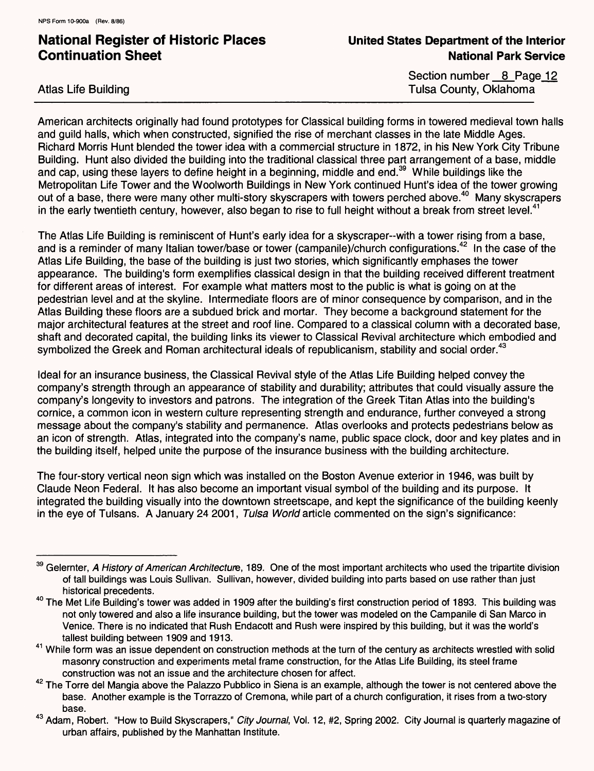American architects originally had found prototypes for Classical building forms in towered medieval town halls and guild halls, which when constructed, signified the rise of merchant classes in the late Middle Ages. Richard Morris Hunt blended the tower idea with a commercial structure in 1872, in his New York City Tribune Building. Hunt also divided the building into the traditional classical three part arrangement of a base, middle and cap, using these layers to define height in a beginning, middle and end.[39] While buildings like the Metropolitan Life Tower and the Woolworth Buildings in New York continued Hunt's idea of the tower growing out of a base, there were many other multi-story skyscrapers with towers perched above.[40] Many skyscrapers in the early twentieth century, however, also began to rise to full height without a break from street level.[41]

The Atlas Life Building is reminiscent of Hunt's early idea for a skyscraper--with a tower rising from a base, and is a reminder of many Italian tower/base or tower (campanile)/church configurations.[42] In the case of the Atlas Life Building, the base of the building is just two stories, which significantly emphases the tower appearance. The building's form exemplifies classical design in that the building received different treatment for different areas of interest. For example what matters most to the public is what is going on at the pedestrian level and at the skyline. Intermediate floors are of minor consequence by comparison, and in the Atlas Building these floors are a subdued brick and mortar. They become a background statement for the major architectural features at the street and roof line. Compared to a classical column with a decorated base, shaft and decorated capital, the building links its viewer to Classical Revival architecture which embodied and symbolized the Greek and Roman architectural ideals of republicanism, stability and social order.[43]

Ideal for an insurance business, the Classical Revival style of the Atlas Life Building helped convey the company's strength through an appearance of stability and durability; attributes that could visually assure the company's longevity to investors and patrons. The integration of the Greek Titan Atlas into the building's cornice, a common icon in western culture representing strength and endurance, further conveyed a strong message about the company's stability and permanence. Atlas overlooks and protects pedestrians below as an icon of strength. Atlas, integrated into the company's name, public space clock, door and key plates and in the building itself, helped unite the purpose of the insurance business with the building architecture.

The four-story vertical neon sign which was installed on the Boston Avenue exterior in 1946, was built by Claude Neon Federal. It has also become an important visual symbol of the building and its purpose. It integrated the building visually into the downtown streetscape, and kept the significance of the building keenly in the eye of Tulsans. A January 24 2001, *Tulsa World* article commented on the sign's significance:

---

[39] Gelernter, *A History of American Architecture*, 189. One of the most important architects who used the tripartite division of tall buildings was Louis Sullivan. Sullivan, however, divided building into parts based on use rather than just historical precedents.

[40] The Met Life Building's tower was added in 1909 after the building's first construction period of 1893. This building was not only towered and also a life insurance building, but the tower was modeled on the Campanile di San Marco in Venice. There is no indicated that Rush Endacott and Rush were inspired by this building, but it was the world's tallest building between 1909 and 1913.

[41] While form was an issue dependent on construction methods at the turn of the century as architects wrestled with solid masonry construction and experiments metal frame construction, for the Atlas Life Building, its steel frame construction was not an issue and the architecture chosen for affect.

[42] The Torre del Mangia above the Palazzo Pubblico in Siena is an example, although the tower is not centered above the base. Another example is the Torrazzo of Cremona, while part of a church configuration, it rises from a two-story base.

[43] Adam, Robert. "How to Build Skyscrapers," *City Journal*, Vol. 12, #2, Spring 2002. City Journal is quarterly magazine of urban affairs, published by the Manhattan Institute.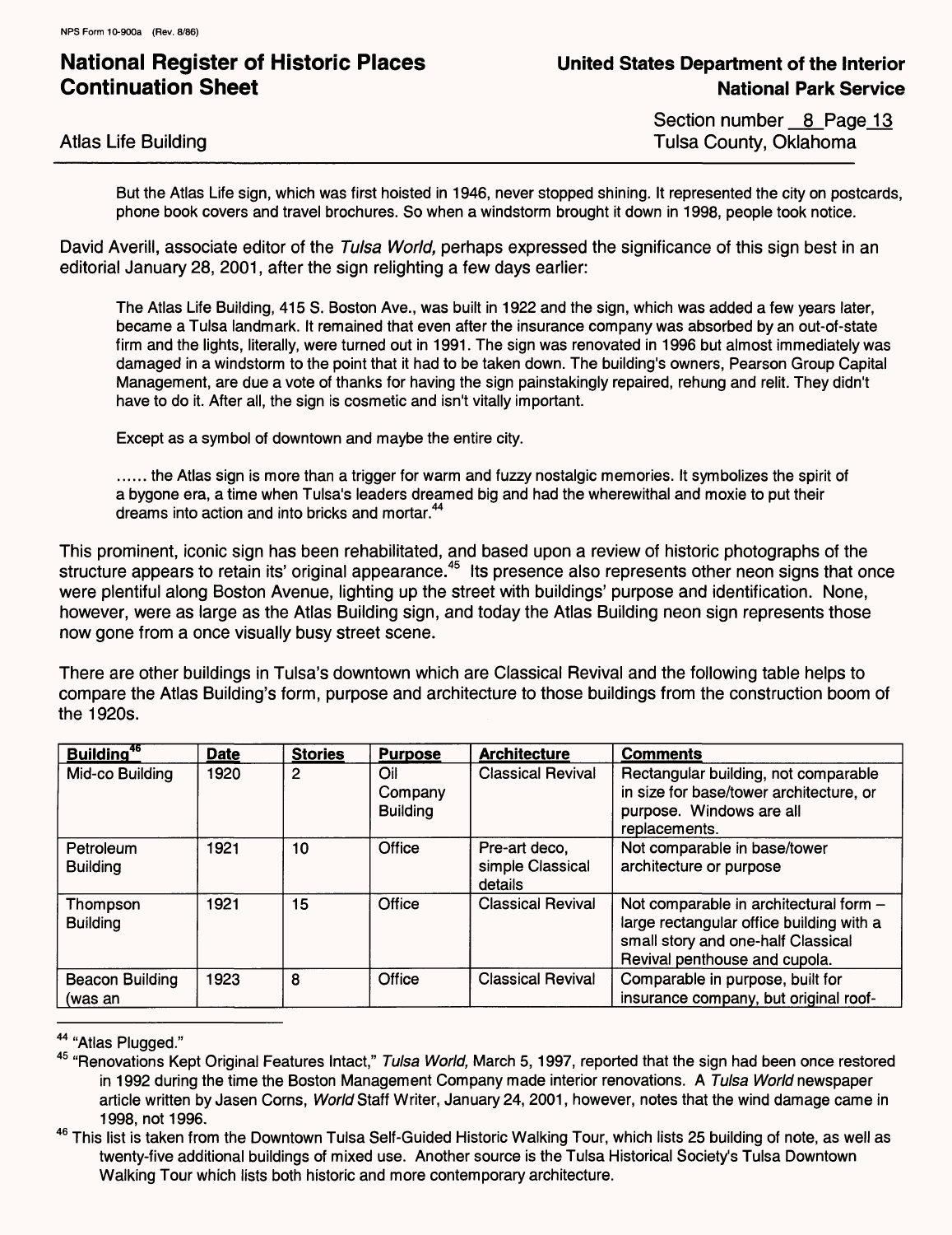But the Atlas Life sign, which was first hoisted in 1946, never stopped shining. It represented the city on postcards, phone book covers and travel brochures. So when a windstorm brought it down in 1998, people took notice.

David Averill, associate editor of the *Tulsa World,* perhaps expressed the significance of this sign best in an editorial January 28, 2001, after the sign relighting a few days earlier:

> The Atlas Life Building, 415 S. Boston Ave., was built in 1922 and the sign, which was added a few years later, became a Tulsa landmark. It remained that even after the insurance company was absorbed by an out-of-state firm and the lights, literally, were turned out in 1991. The sign was renovated in 1996 but almost immediately was damaged in a windstorm to the point that it had to be taken down. The building's owners, Pearson Group Capital Management, are due a vote of thanks for having the sign painstakingly repaired, rehung and relit. They didn't have to do it. After all, the sign is cosmetic and isn't vitally important.
>
> Except as a symbol of downtown and maybe the entire city.
>
> ...... the Atlas sign is more than a trigger for warm and fuzzy nostalgic memories. It symbolizes the spirit of a bygone era, a time when Tulsa's leaders dreamed big and had the wherewithal and moxie to put their dreams into action and into bricks and mortar.[44]

This prominent, iconic sign has been rehabilitated, and based upon a review of historic photographs of the structure appears to retain its' original appearance.[45] Its presence also represents other neon signs that once were plentiful along Boston Avenue, lighting up the street with buildings' purpose and identification. None, however, were as large as the Atlas Building sign, and today the Atlas Building neon sign represents those now gone from a once visually busy street scene.

There are other buildings in Tulsa's downtown which are Classical Revival and the following table helps to compare the Atlas Building's form, purpose and architecture to those buildings from the construction boom of the 1920s.

| Building[46] | Date | Stories | Purpose | Architecture | Comments |
|---|---|---|---|---|---|
| Mid-co Building | 1920 | 2 | Oil Company Building | Classical Revival | Rectangular building, not comparable in size for base/tower architecture, or purpose. Windows are all replacements. |
| Petroleum Building | 1921 | 10 | Office | Pre-art deco, simple Classical details | Not comparable in base/tower architecture or purpose |
| Thompson Building | 1921 | 15 | Office | Classical Revival | Not comparable in architectural form – large rectangular office building with a small story and one-half Classical Revival penthouse and cupola. |
| Beacon Building (was an | 1923 | 8 | Office | Classical Revival | Comparable in purpose, built for insurance company, but original roof- |

[44] "Atlas Plugged."

[45] "Renovations Kept Original Features Intact," *Tulsa World,* March 5, 1997, reported that the sign had been once restored in 1992 during the time the Boston Management Company made interior renovations. A *Tulsa World* newspaper article written by Jasen Corns, *World* Staff Writer, January 24, 2001, however, notes that the wind damage came in 1998, not 1996.

[46] This list is taken from the Downtown Tulsa Self-Guided Historic Walking Tour, which lists 25 building of note, as well as twenty-five additional buildings of mixed use. Another source is the Tulsa Historical Society's Tulsa Downtown Walking Tour which lists both historic and more contemporary architecture.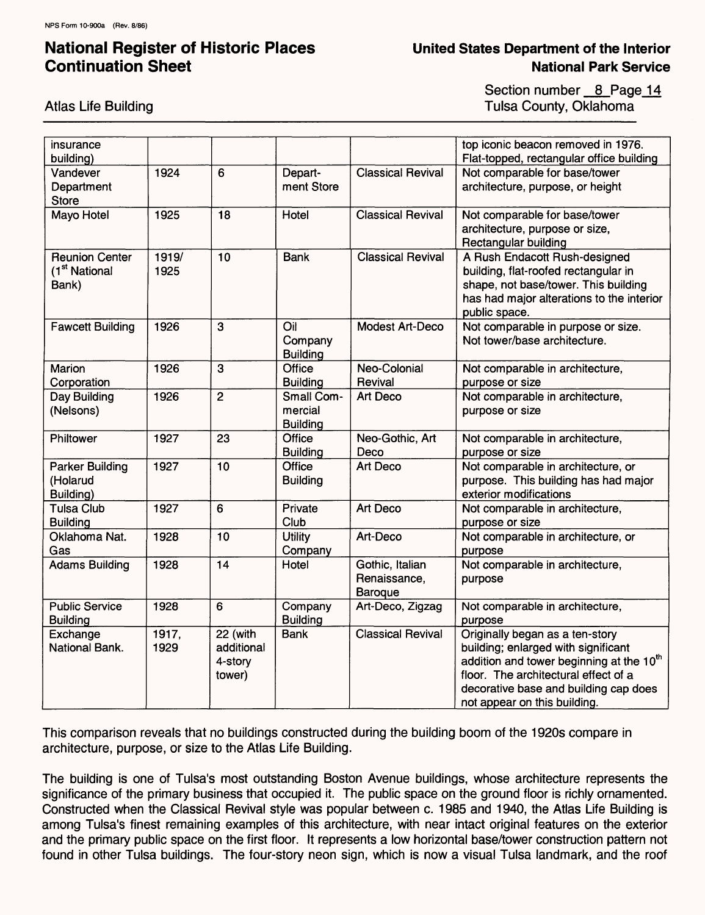| | | | | | |
|---|---|---|---|---|---|
| insurance building) | | | | | top iconic beacon removed in 1976. Flat-topped, rectangular office building |
| Vandever Department Store | 1924 | 6 | Depart-ment Store | Classical Revival | Not comparable for base/tower architecture, purpose, or height |
| Mayo Hotel | 1925 | 18 | Hotel | Classical Revival | Not comparable for base/tower architecture, purpose or size, Rectangular building |
| Reunion Center (1st National Bank) | 1919/ 1925 | 10 | Bank | Classical Revival | A Rush Endacott Rush-designed building, flat-roofed rectangular in shape, not base/tower. This building has had major alterations to the interior public space. |
| Fawcett Building | 1926 | 3 | Oil Company Building | Modest Art-Deco | Not comparable in purpose or size. Not tower/base architecture. |
| Marion Corporation | 1926 | 3 | Office Building | Neo-Colonial Revival | Not comparable in architecture, purpose or size |
| Day Building (Nelsons) | 1926 | 2 | Small Com-mercial Building | Art Deco | Not comparable in architecture, purpose or size |
| Philtower | 1927 | 23 | Office Building | Neo-Gothic, Art Deco | Not comparable in architecture, purpose or size |
| Parker Building (Holarud Building) | 1927 | 10 | Office Building | Art Deco | Not comparable in architecture, or purpose. This building has had major exterior modifications |
| Tulsa Club Building | 1927 | 6 | Private Club | Art Deco | Not comparable in architecture, purpose or size |
| Oklahoma Nat. Gas | 1928 | 10 | Utility Company | Art-Deco | Not comparable in architecture, or purpose |
| Adams Building | 1928 | 14 | Hotel | Gothic, Italian Renaissance, Baroque | Not comparable in architecture, purpose |
| Public Service Building | 1928 | 6 | Company Building | Art-Deco, Zigzag | Not comparable in architecture, purpose |
| Exchange National Bank. | 1917, 1929 | 22 (with additional 4-story tower) | Bank | Classical Revival | Originally began as a ten-story building; enlarged with significant addition and tower beginning at the 10th floor. The architectural effect of a decorative base and building cap does not appear on this building. |

This comparison reveals that no buildings constructed during the building boom of the 1920s compare in architecture, purpose, or size to the Atlas Life Building.

The building is one of Tulsa's most outstanding Boston Avenue buildings, whose architecture represents the significance of the primary business that occupied it. The public space on the ground floor is richly ornamented. Constructed when the Classical Revival style was popular between c. 1985 and 1940, the Atlas Life Building is among Tulsa's finest remaining examples of this architecture, with near intact original features on the exterior and the primary public space on the first floor. It represents a low horizontal base/tower construction pattern not found in other Tulsa buildings. The four-story neon sign, which is now a visual Tulsa landmark, and the roof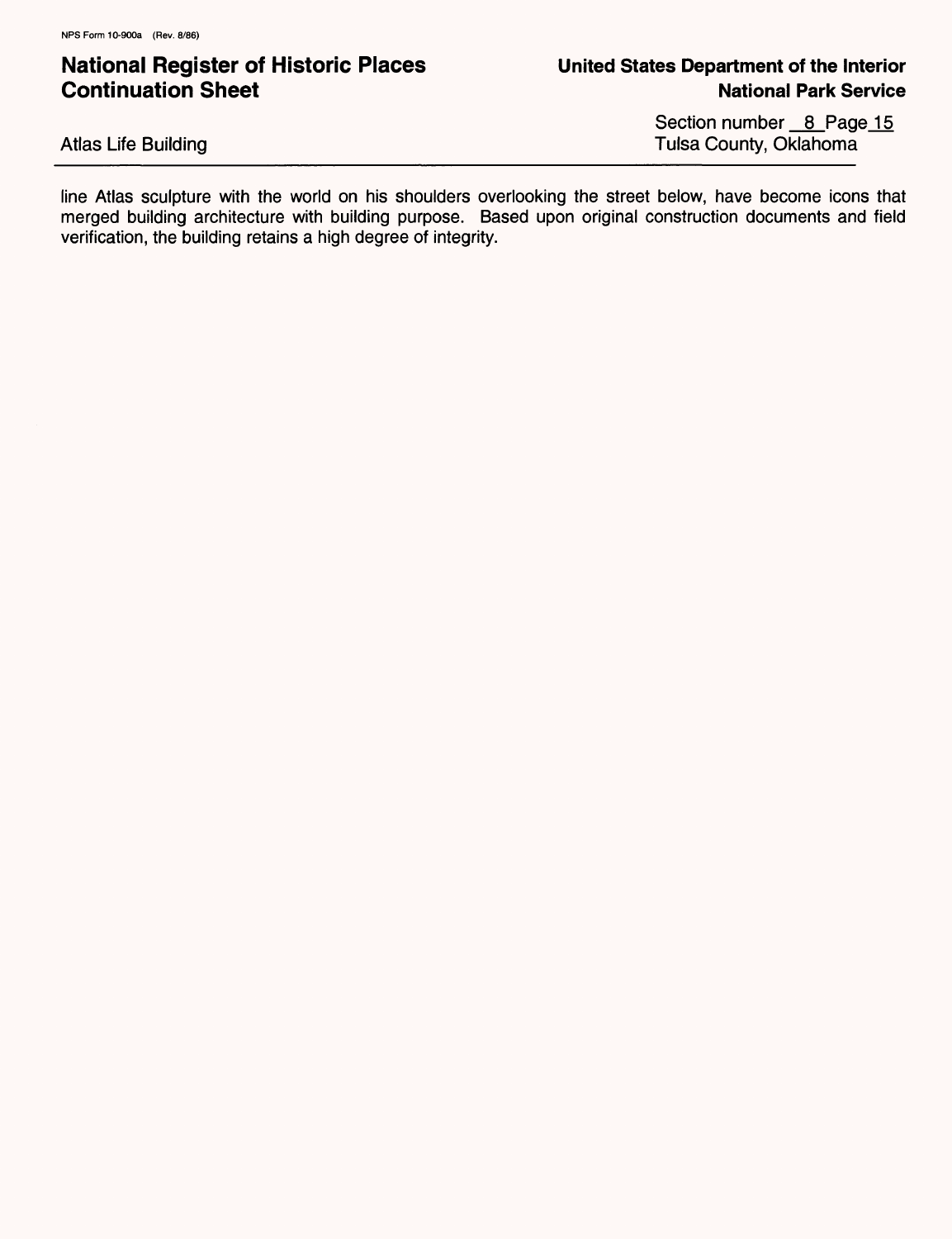line Atlas sculpture with the world on his shoulders overlooking the street below, have become icons that merged building architecture with building purpose. Based upon original construction documents and field verification, the building retains a high degree of integrity.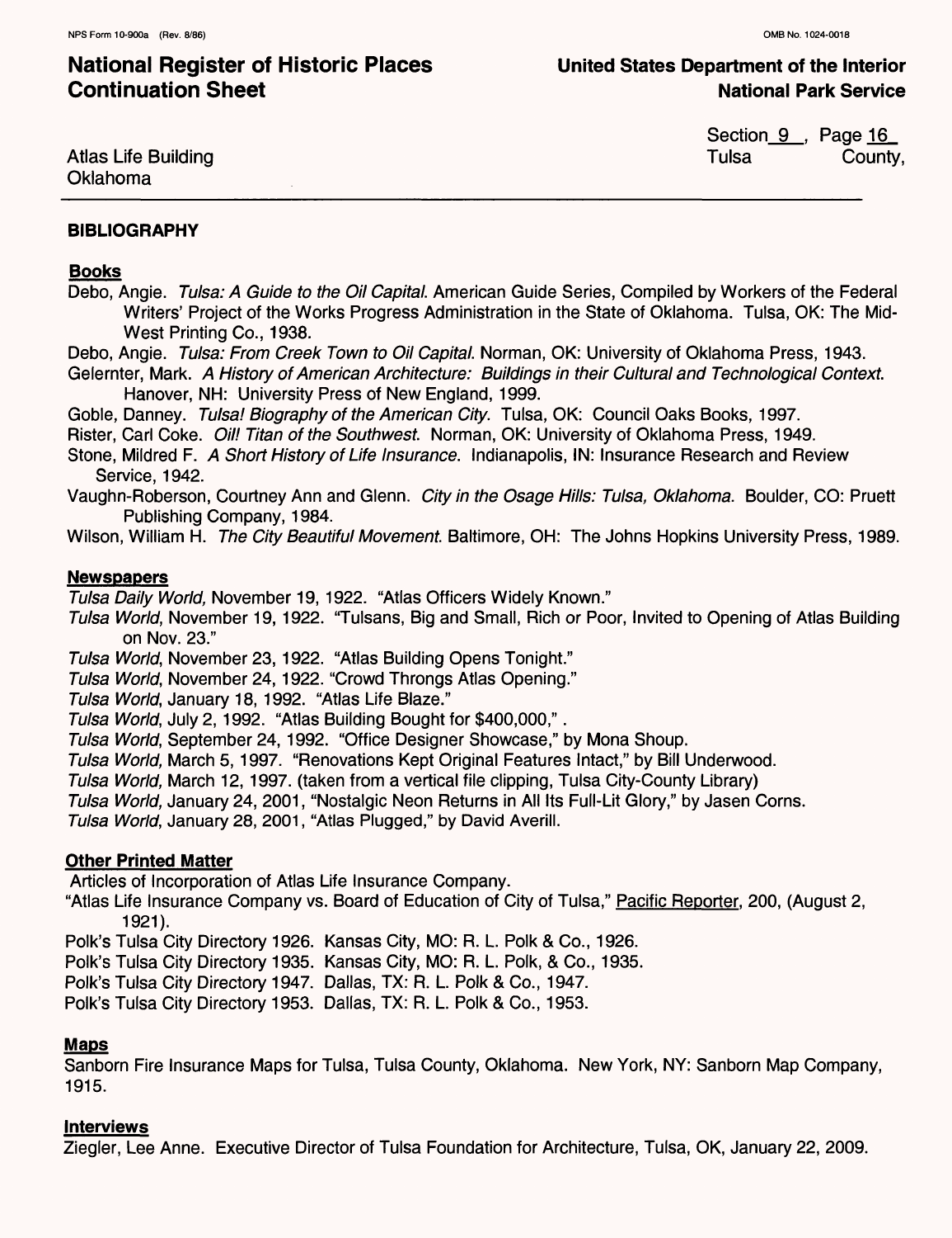## BIBLIOGRAPHY

### Books

Debo, Angie. *Tulsa: A Guide to the Oil Capital.* American Guide Series, Compiled by Workers of the Federal Writers' Project of the Works Progress Administration in the State of Oklahoma. Tulsa, OK: The Mid-West Printing Co., 1938.

Debo, Angie. *Tulsa: From Creek Town to Oil Capital.* Norman, OK: University of Oklahoma Press, 1943.

Gelernter, Mark. *A History of American Architecture: Buildings in their Cultural and Technological Context.* Hanover, NH: University Press of New England, 1999.

Goble, Danney. *Tulsa! Biography of the American City.* Tulsa, OK: Council Oaks Books, 1997.

Rister, Carl Coke. *Oil! Titan of the Southwest.* Norman, OK: University of Oklahoma Press, 1949.

Stone, Mildred F. *A Short History of Life Insurance.* Indianapolis, IN: Insurance Research and Review Service, 1942.

Vaughn-Roberson, Courtney Ann and Glenn. *City in the Osage Hills: Tulsa, Oklahoma.* Boulder, CO: Pruett Publishing Company, 1984.

Wilson, William H. *The City Beautiful Movement.* Baltimore, OH: The Johns Hopkins University Press, 1989.

### Newspapers

*Tulsa Daily World,* November 19, 1922. "Atlas Officers Widely Known."

*Tulsa World,* November 19, 1922. "Tulsans, Big and Small, Rich or Poor, Invited to Opening of Atlas Building on Nov. 23."

*Tulsa World,* November 23, 1922. "Atlas Building Opens Tonight."

*Tulsa World,* November 24, 1922. "Crowd Throngs Atlas Opening."

*Tulsa World,* January 18, 1992. "Atlas Life Blaze."

*Tulsa World,* July 2, 1992. "Atlas Building Bought for $400,000," .

*Tulsa World,* September 24, 1992. "Office Designer Showcase," by Mona Shoup.

*Tulsa World,* March 5, 1997. "Renovations Kept Original Features Intact," by Bill Underwood.

*Tulsa World,* March 12, 1997. (taken from a vertical file clipping, Tulsa City-County Library)

*Tulsa World,* January 24, 2001, "Nostalgic Neon Returns in All Its Full-Lit Glory," by Jasen Corns.

*Tulsa World,* January 28, 2001, "Atlas Plugged," by David Averill.

### Other Printed Matter

Articles of Incorporation of Atlas Life Insurance Company.

"Atlas Life Insurance Company vs. Board of Education of City of Tulsa," Pacific Reporter, 200, (August 2, 1921).

Polk's Tulsa City Directory 1926. Kansas City, MO: R. L. Polk & Co., 1926.

Polk's Tulsa City Directory 1935. Kansas City, MO: R. L. Polk, & Co., 1935.

Polk's Tulsa City Directory 1947. Dallas, TX: R. L. Polk & Co., 1947.

Polk's Tulsa City Directory 1953. Dallas, TX: R. L. Polk & Co., 1953.

### Maps

Sanborn Fire Insurance Maps for Tulsa, Tulsa County, Oklahoma. New York, NY: Sanborn Map Company, 1915.

### Interviews

Ziegler, Lee Anne. Executive Director of Tulsa Foundation for Architecture, Tulsa, OK, January 22, 2009.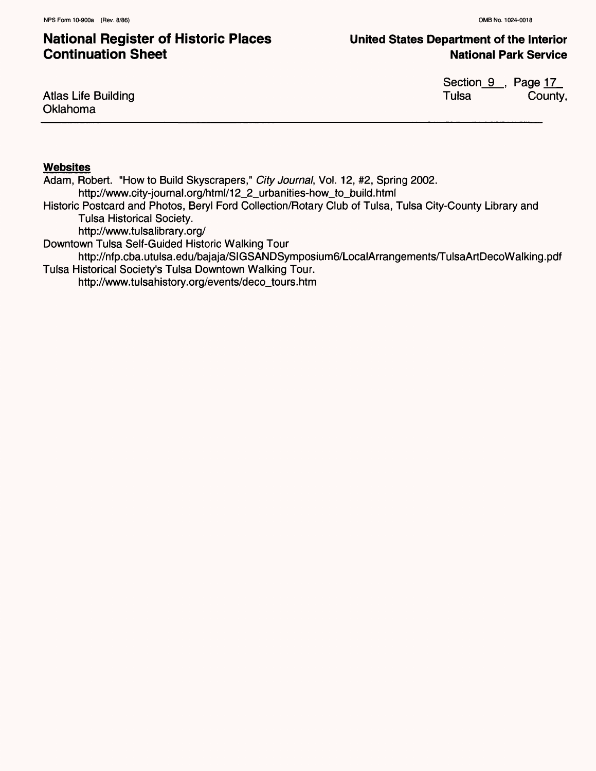**Websites**

Adam, Robert. "How to Build Skyscrapers," *City Journal*, Vol. 12, #2, Spring 2002.
    http://www.city-journal.org/html/12_2_urbanities-how_to_build.html

Historic Postcard and Photos, Beryl Ford Collection/Rotary Club of Tulsa, Tulsa City-County Library and Tulsa Historical Society.
    http://www.tulsalibrary.org/

Downtown Tulsa Self-Guided Historic Walking Tour
    http://nfp.cba.utulsa.edu/bajaja/SIGSANDSymposium6/LocalArrangements/TulsaArtDecoWalking.pdf

Tulsa Historical Society's Tulsa Downtown Walking Tour.
    http://www.tulsahistory.org/events/deco_tours.htm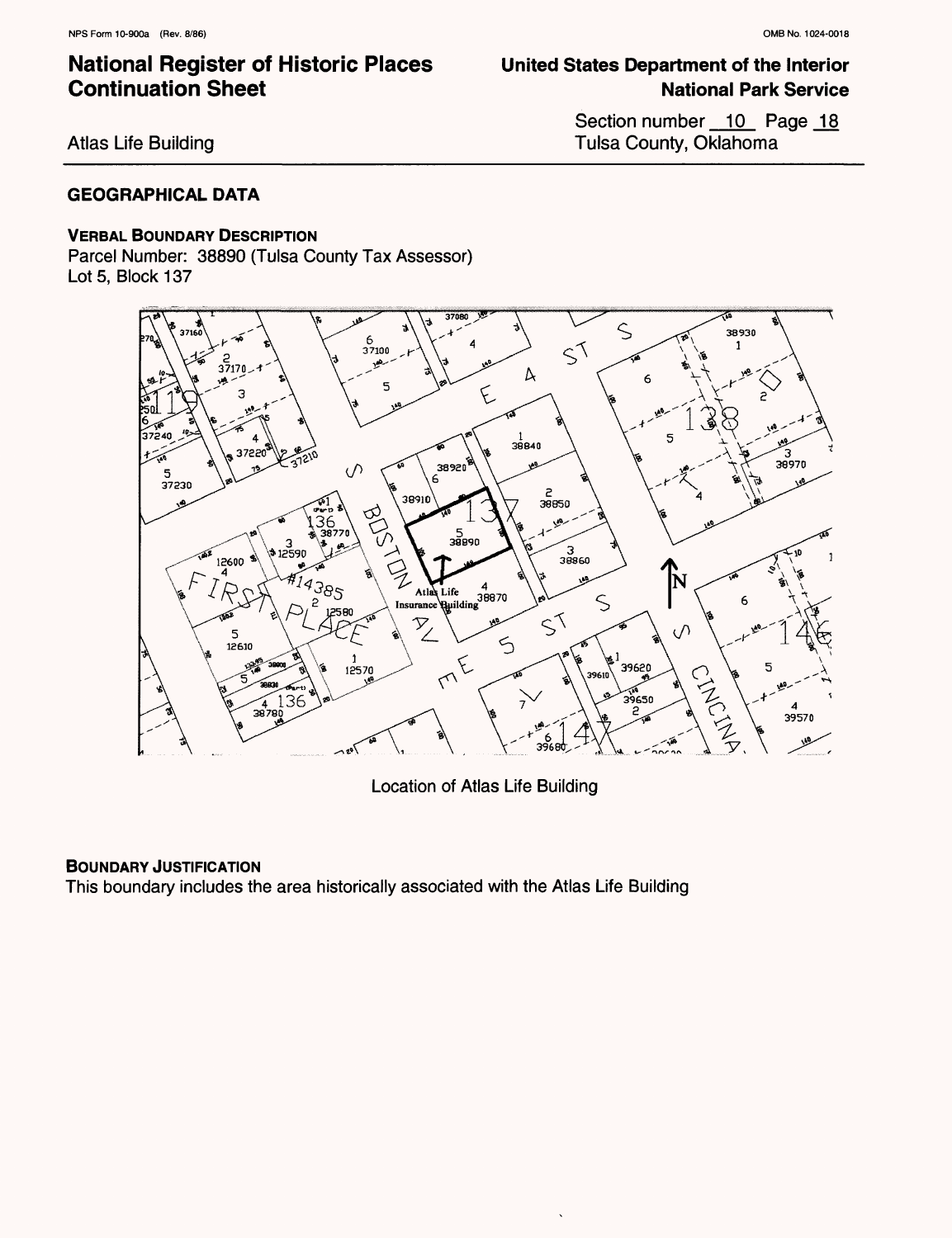## GEOGRAPHICAL DATA

### VERBAL BOUNDARY DESCRIPTION

Parcel Number: 38890 (Tulsa County Tax Assessor)
Lot 5, Block 137

Location of Atlas Life Building

### BOUNDARY JUSTIFICATION

This boundary includes the area historically associated with the Atlas Life Building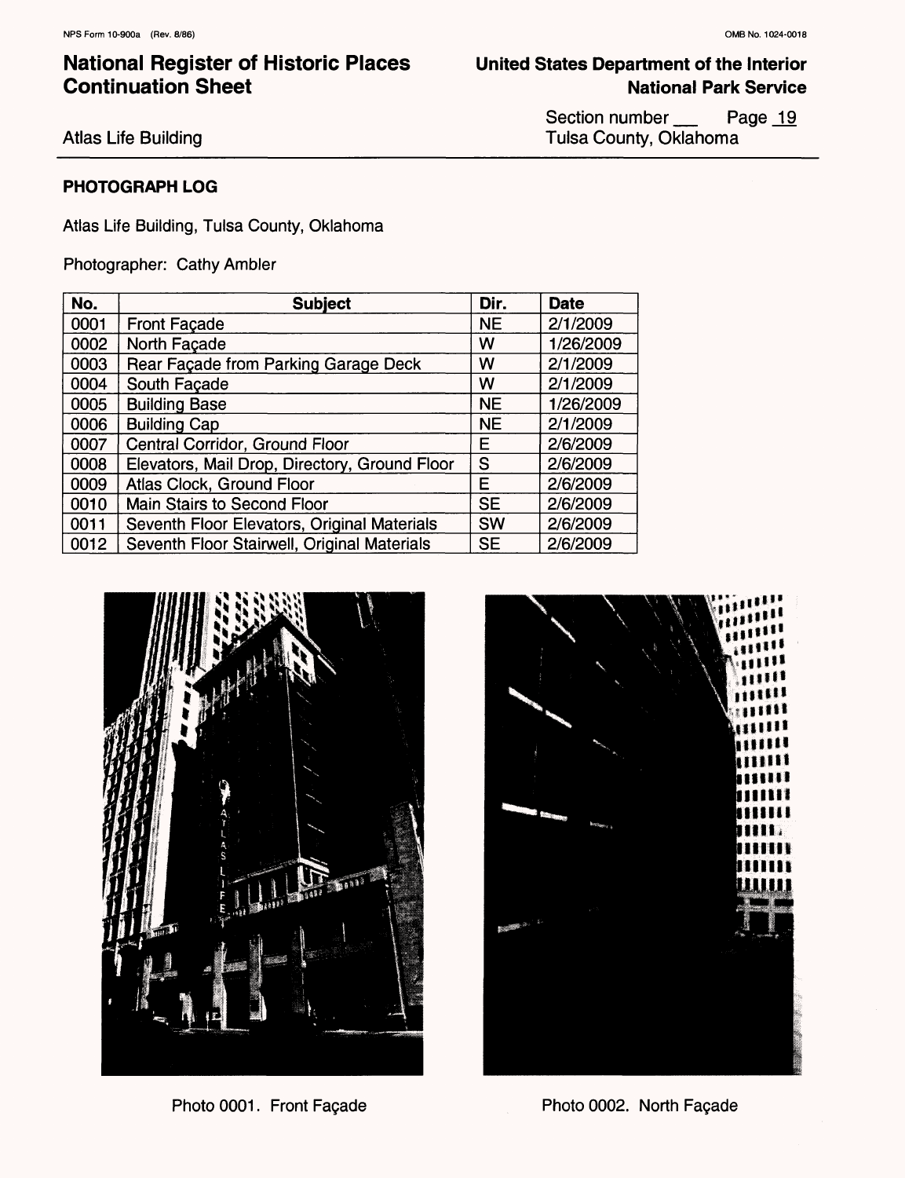## PHOTOGRAPH LOG

Atlas Life Building, Tulsa County, Oklahoma

Photographer: Cathy Ambler

| No. | Subject | Dir. | Date |
|---|---|---|---|
| 0001 | Front Façade | NE | 2/1/2009 |
| 0002 | North Façade | W | 1/26/2009 |
| 0003 | Rear Façade from Parking Garage Deck | W | 2/1/2009 |
| 0004 | South Façade | W | 2/1/2009 |
| 0005 | Building Base | NE | 1/26/2009 |
| 0006 | Building Cap | NE | 2/1/2009 |
| 0007 | Central Corridor, Ground Floor | E | 2/6/2009 |
| 0008 | Elevators, Mail Drop, Directory, Ground Floor | S | 2/6/2009 |
| 0009 | Atlas Clock, Ground Floor | E | 2/6/2009 |
| 0010 | Main Stairs to Second Floor | SE | 2/6/2009 |
| 0011 | Seventh Floor Elevators, Original Materials | SW | 2/6/2009 |
| 0012 | Seventh Floor Stairwell, Original Materials | SE | 2/6/2009 |

Photo 0001. Front Façade

Photo 0002. North Façade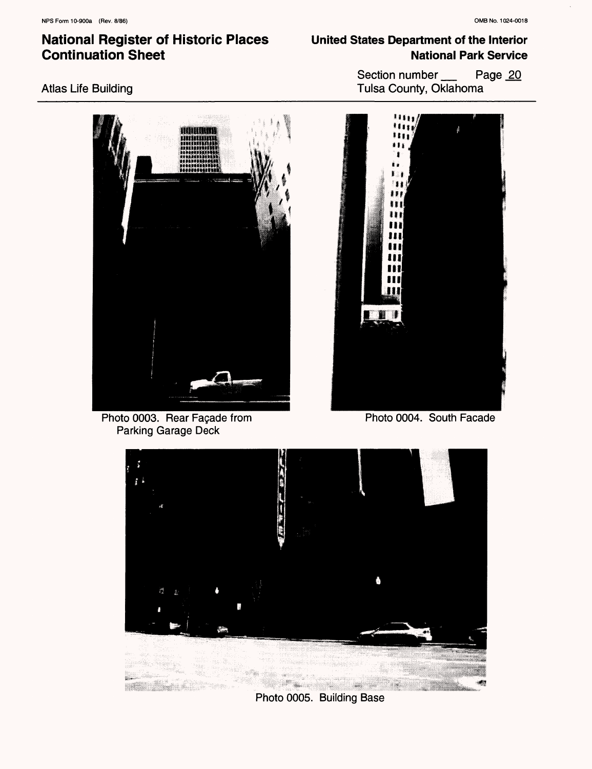Photo 0003. Rear Façade from Parking Garage Deck

Photo 0004. South Facade

Photo 0005. Building Base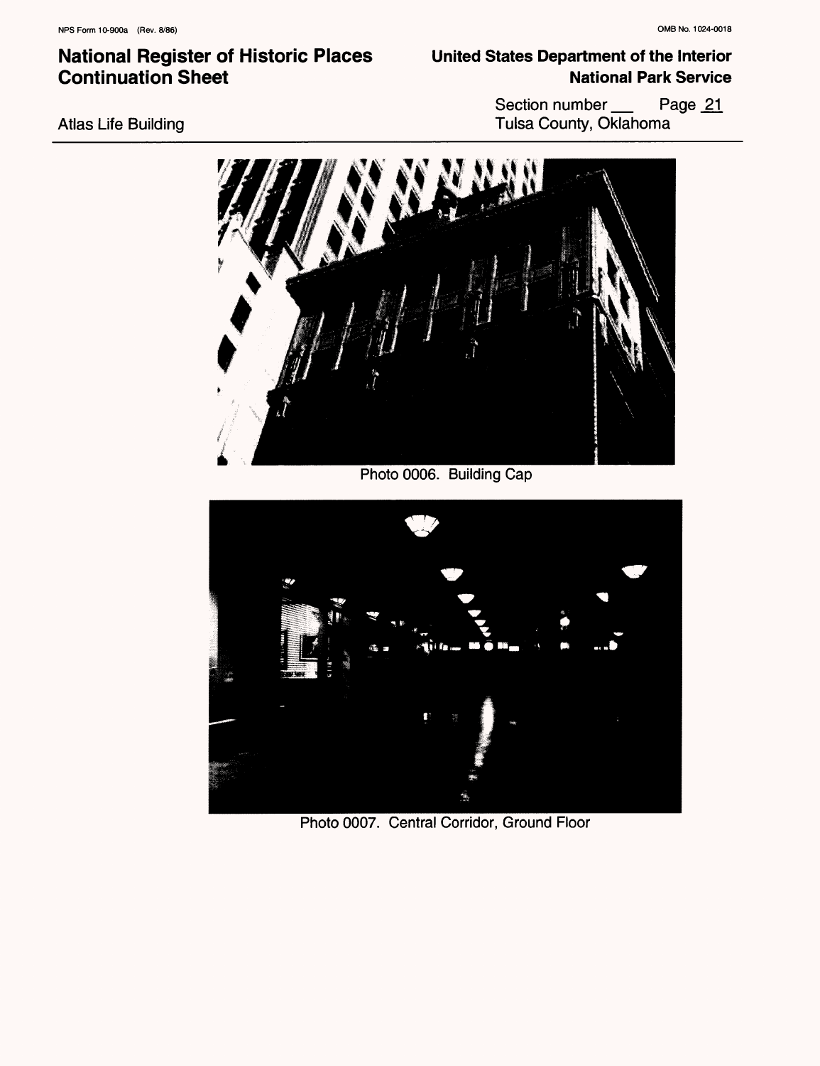Photo 0006. Building Cap

Photo 0007. Central Corridor, Ground Floor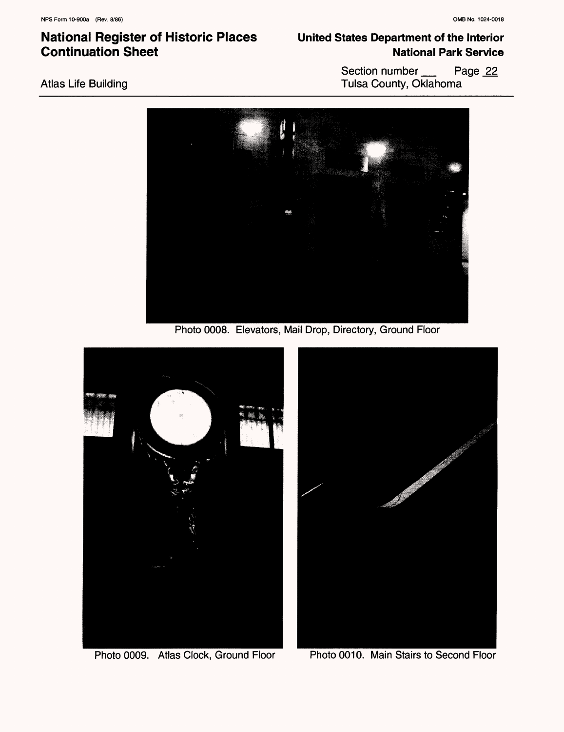Photo 0008. Elevators, Mail Drop, Directory, Ground Floor

Photo 0009. Atlas Clock, Ground Floor

Photo 0010. Main Stairs to Second Floor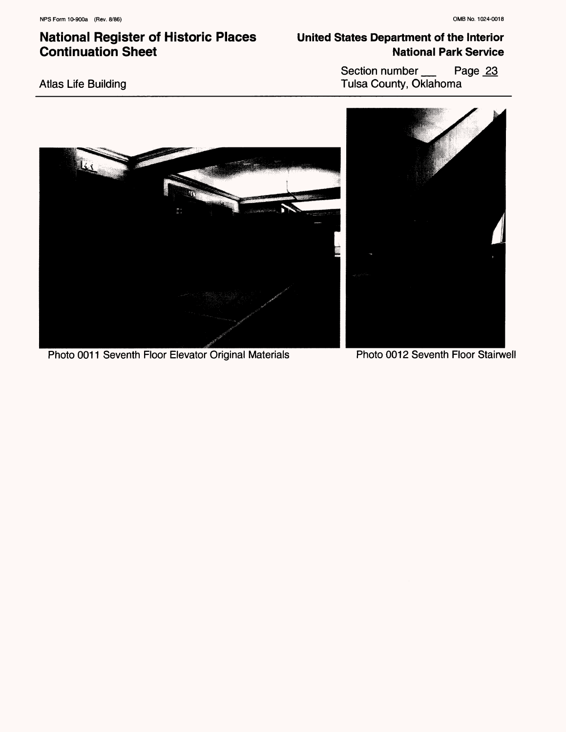Photo 0011 Seventh Floor Elevator Original Materials

Photo 0012 Seventh Floor Stairwell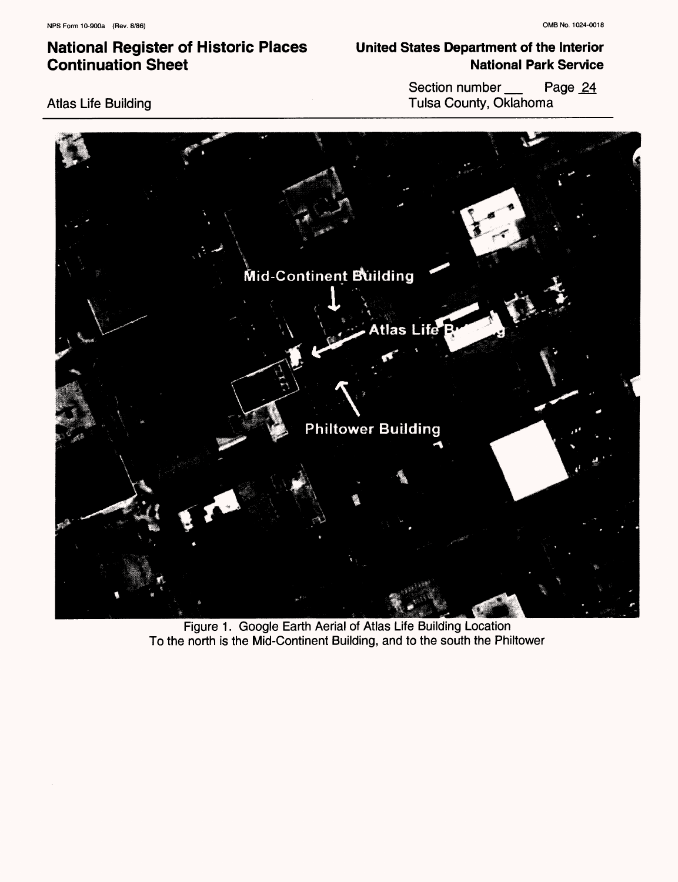Figure 1. Google Earth Aerial of Atlas Life Building Location
To the north is the Mid-Continent Building, and to the south the Philtower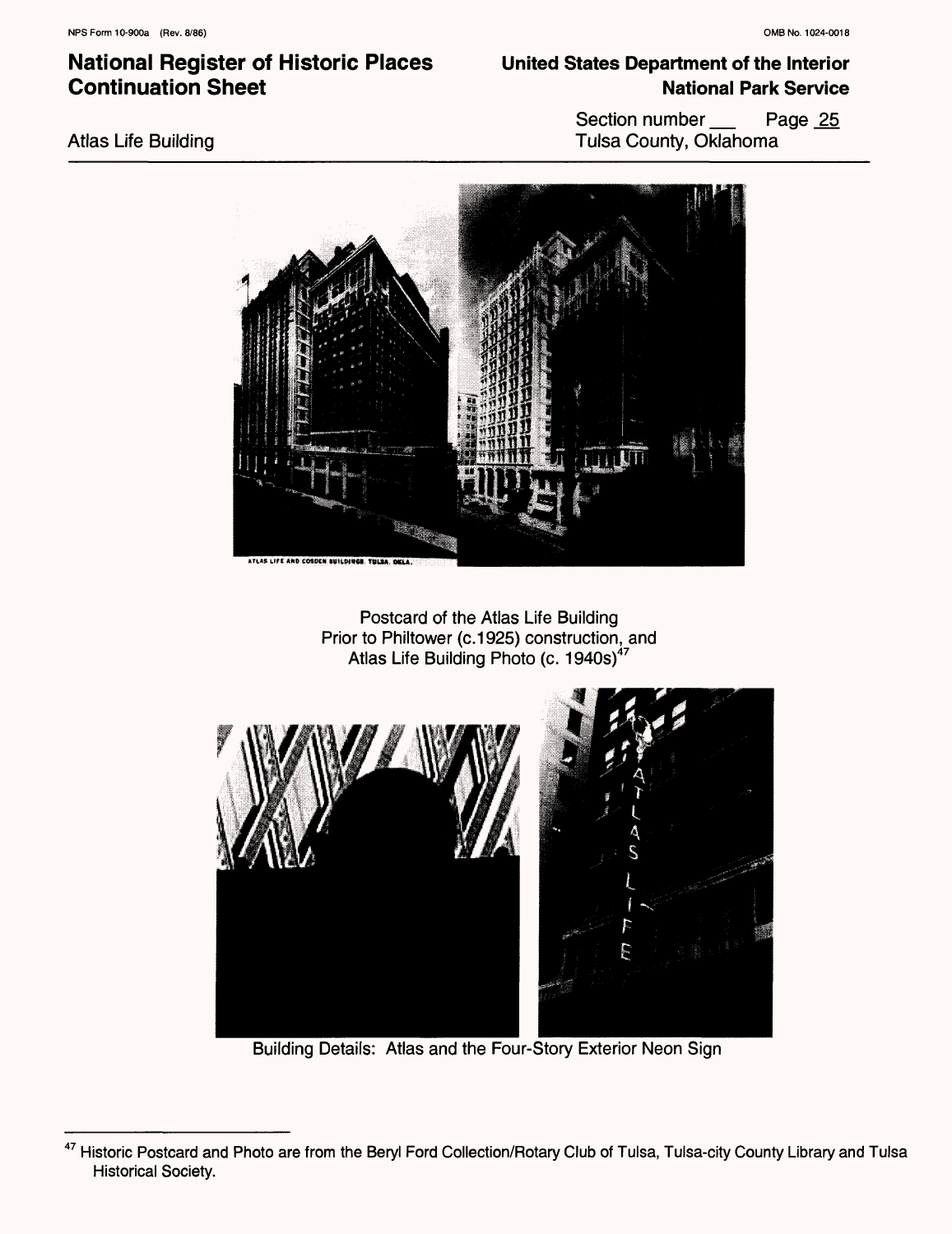Postcard of the Atlas Life Building
Prior to Philtower (c.1925) construction, and
Atlas Life Building Photo (c. 1940s)[47]

Building Details: Atlas and the Four-Story Exterior Neon Sign

---

[47] Historic Postcard and Photo are from the Beryl Ford Collection/Rotary Club of Tulsa, Tulsa-city County Library and Tulsa Historical Society.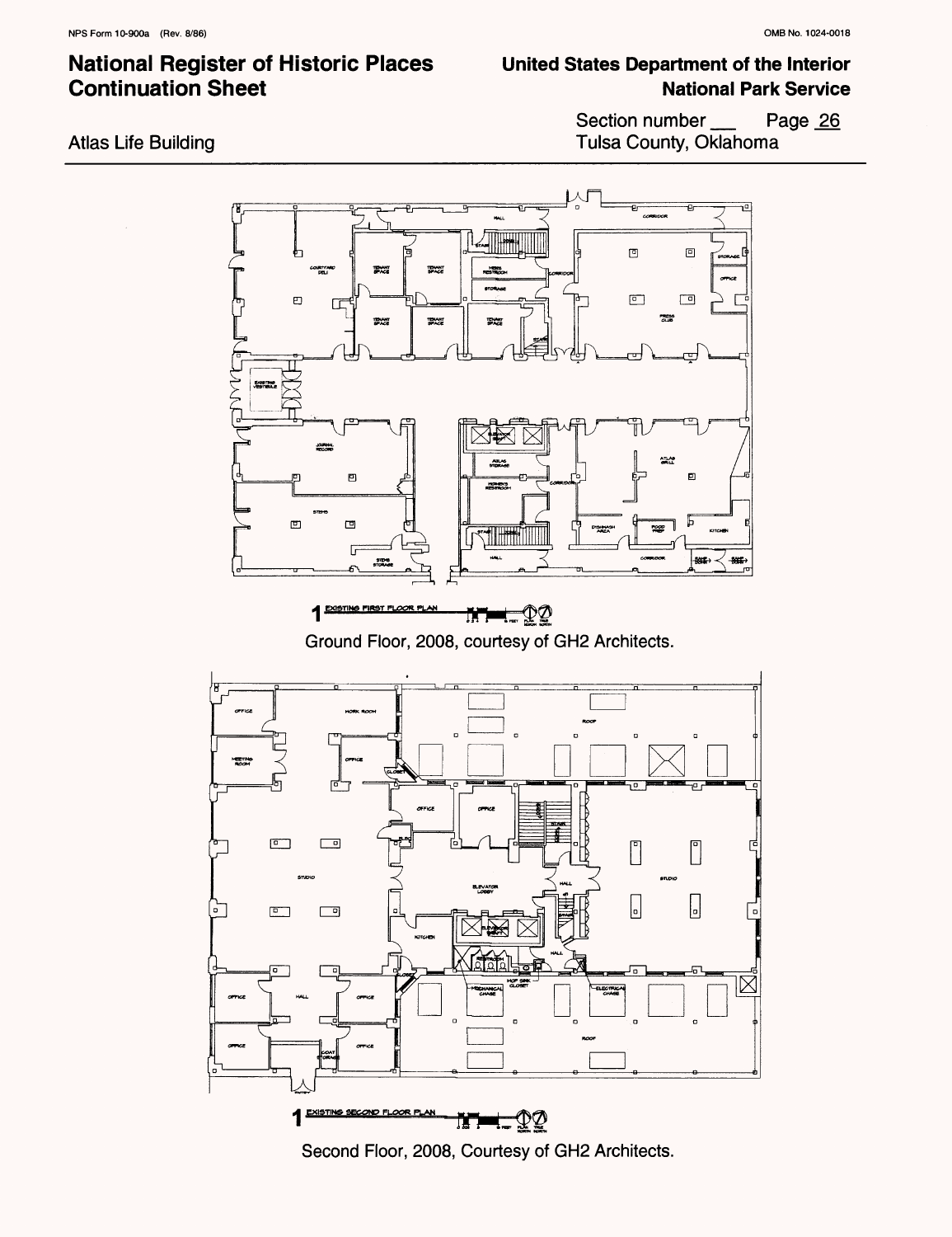Ground Floor, 2008, courtesy of GH2 Architects.

Second Floor, 2008, Courtesy of GH2 Architects.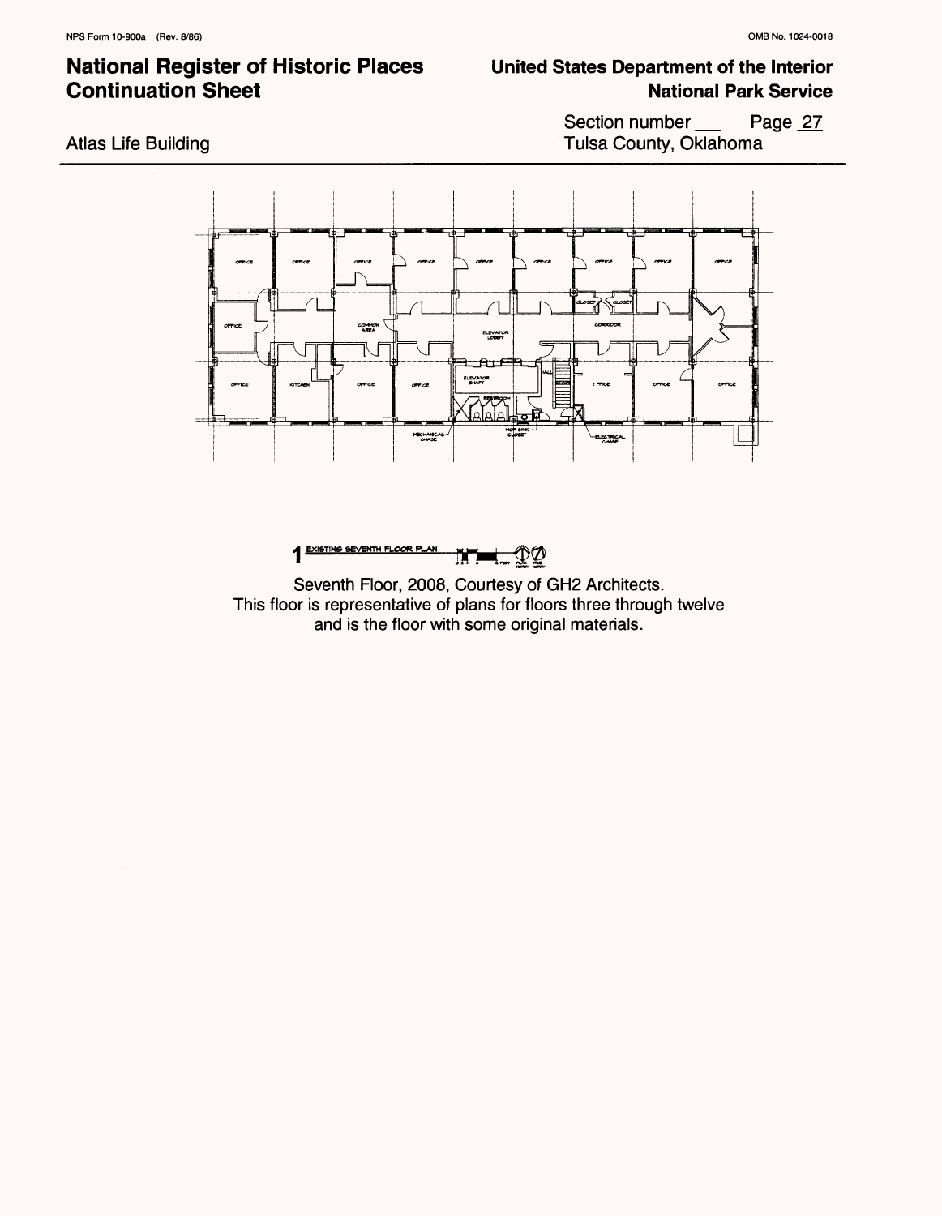Seventh Floor, 2008, Courtesy of GH2 Architects.
This floor is representative of plans for floors three through twelve and is the floor with some original materials.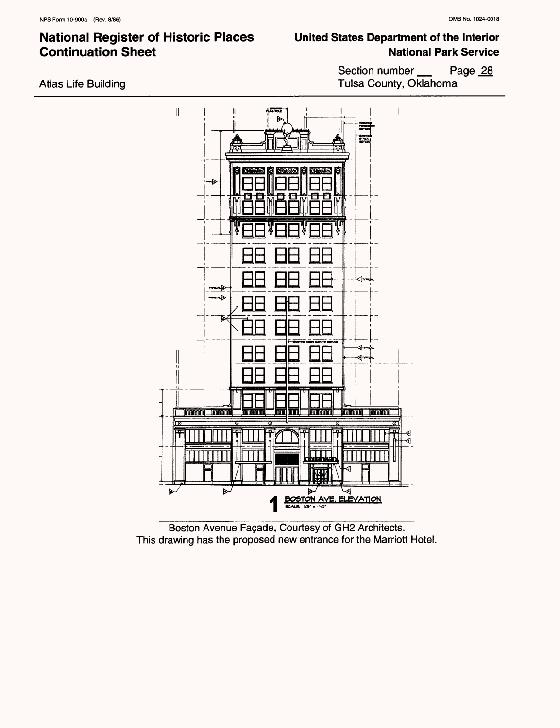1 BOSTON AVE. ELEVATION

SCALE: 1/8" = 1'-0"

Boston Avenue Façade, Courtesy of GH2 Architects.
This drawing has the proposed new entrance for the Marriott Hotel.